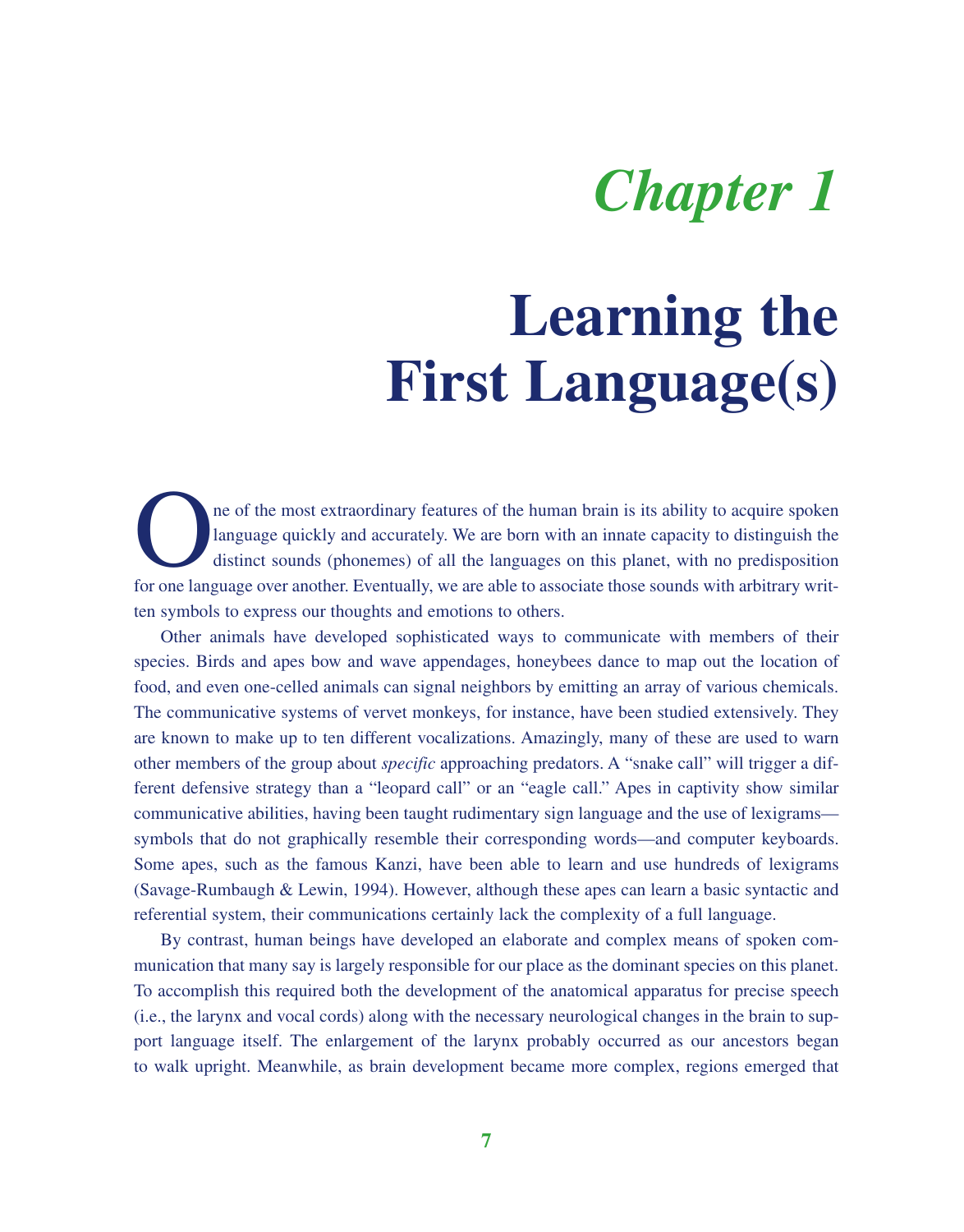# Chapter 1

# Learning the First Language(s)

One of the most extraordinary features of the human brain is its ability to acquire spoken language quickly and accurately. We are born with an innate capacity to distinguish the distinct sounds (phonemes) of all the languages on this planet, with no predisposition for one language over another. Eventually, we are able to associate those sounds with arbitrary written symbols to express our thoughts and emotions to others.

Other animals have developed sophisticated ways to communicate with members of their species. Birds and apes bow and wave appendages, honeybees dance to map out the location of food, and even one-celled animals can signal neighbors by emitting an array of various chemicals. The communicative systems of vervet monkeys, for instance, have been studied extensively. They are known to make up to ten different vocalizations. Amazingly, many of these are used to warn other members of the group about *specific* approaching predators. A "snake call" will trigger a different defensive strategy than a "leopard call" or an "eagle call." Apes in captivity show similar communicative abilities, having been taught rudimentary sign language and the use of lexigrams—symbols that do not graphically resemble their corresponding words—and computer keyboards. Some apes, such as the famous Kanzi, have been able to learn and use hundreds of lexigrams (Savage-Rumbaugh & Lewin, 1994). However, although these apes can learn a basic syntactic and referential system, their communications certainly lack the complexity of a full language.

By contrast, human beings have developed an elaborate and complex means of spoken communication that many say is largely responsible for our place as the dominant species on this planet. To accomplish this required both the development of the anatomical apparatus for precise speech (i.e., the larynx and vocal cords) along with the necessary neurological changes in the brain to support language itself. The enlargement of the larynx probably occurred as our ancestors began to walk upright. Meanwhile, as brain development became more complex, regions emerged that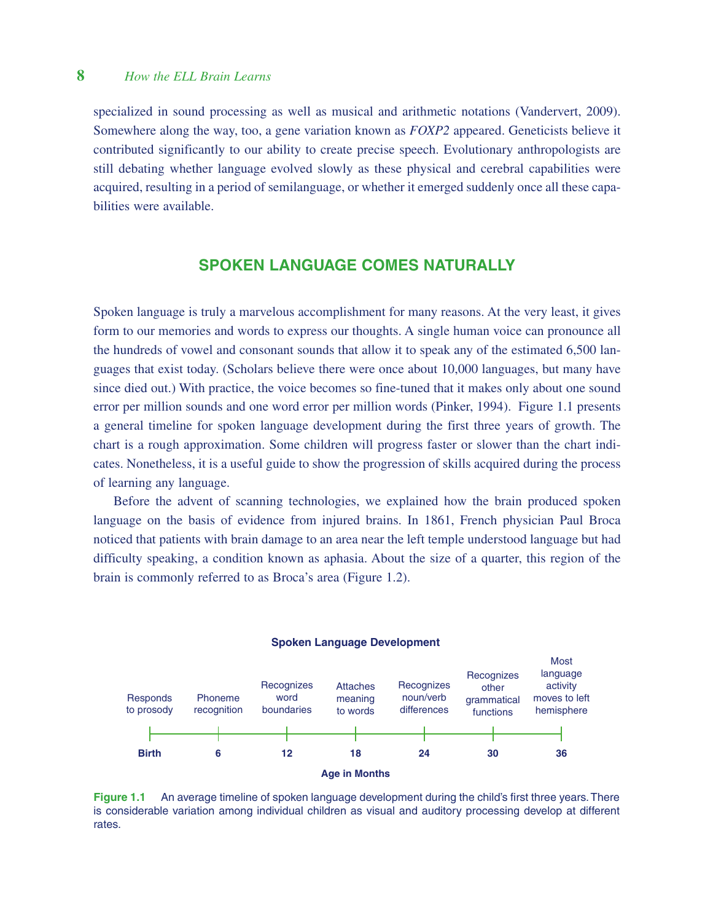specialized in sound processing as well as musical and arithmetic notations (Vandervert, 2009). Somewhere along the way, too, a gene variation known as *FOXP2* appeared. Geneticists believe it contributed significantly to our ability to create precise speech. Evolutionary anthropologists are still debating whether language evolved slowly as these physical and cerebral capabilities were acquired, resulting in a period of semilanguage, or whether it emerged suddenly once all these capabilities were available.

## SPOKEN LANGUAGE COMES NATURALLY

Spoken language is truly a marvelous accomplishment for many reasons. At the very least, it gives form to our memories and words to express our thoughts. A single human voice can pronounce all the hundreds of vowel and consonant sounds that allow it to speak any of the estimated 6,500 languages that exist today. (Scholars believe there were once about 10,000 languages, but many have since died out.) With practice, the voice becomes so fine-tuned that it makes only about one sound error per million sounds and one word error per million words (Pinker, 1994). Figure 1.1 presents a general timeline for spoken language development during the first three years of growth. The chart is a rough approximation. Some children will progress faster or slower than the chart indicates. Nonetheless, it is a useful guide to show the progression of skills acquired during the process of learning any language.

Before the advent of scanning technologies, we explained how the brain produced spoken language on the basis of evidence from injured brains. In 1861, French physician Paul Broca noticed that patients with brain damage to an area near the left temple understood language but had difficulty speaking, a condition known as aphasia. About the size of a quarter, this region of the brain is commonly referred to as Broca's area (Figure 1.2).

**Spoken Language Development**

| Age in Months | Birth | 6 | 12 | 18 | 24 | 30 | 36 |
|---|---|---|---|---|---|---|---|
| Milestone | Responds to prosody | Phoneme recognition | Recognizes word boundaries | Attaches meaning to words | Recognizes noun/verb differences | Recognizes other grammatical functions | Most language activity moves to left hemisphere |

**Figure 1.1** An average timeline of spoken language development during the child's first three years. There is considerable variation among individual children as visual and auditory processing develop at different rates.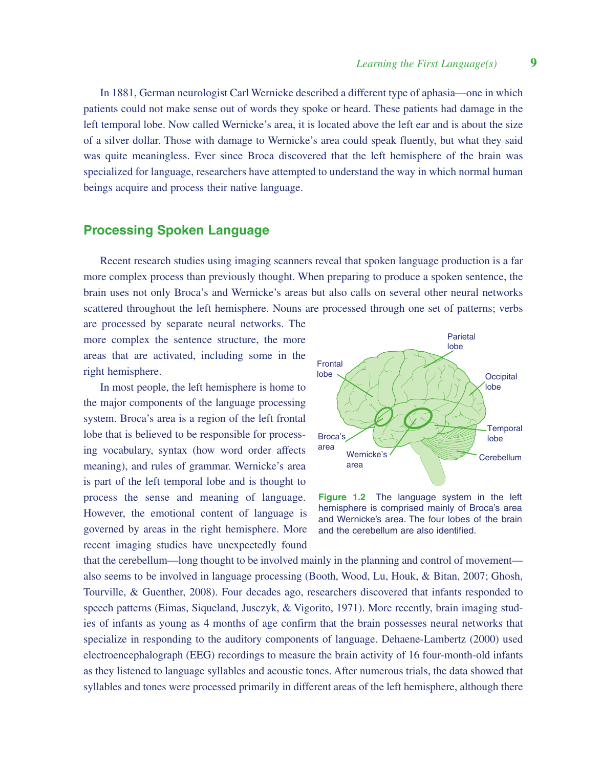In 1881, German neurologist Carl Wernicke described a different type of aphasia—one in which patients could not make sense out of words they spoke or heard. These patients had damage in the left temporal lobe. Now called Wernicke's area, it is located above the left ear and is about the size of a silver dollar. Those with damage to Wernicke's area could speak fluently, but what they said was quite meaningless. Ever since Broca discovered that the left hemisphere of the brain was specialized for language, researchers have attempted to understand the way in which normal human beings acquire and process their native language.

## Processing Spoken Language

Recent research studies using imaging scanners reveal that spoken language production is a far more complex process than previously thought. When preparing to produce a spoken sentence, the brain uses not only Broca's and Wernicke's areas but also calls on several other neural networks scattered throughout the left hemisphere. Nouns are processed through one set of patterns; verbs are processed by separate neural networks. The more complex the sentence structure, the more areas that are activated, including some in the right hemisphere.

In most people, the left hemisphere is home to the major components of the language processing system. Broca's area is a region of the left frontal lobe that is believed to be responsible for processing vocabulary, syntax (how word order affects meaning), and rules of grammar. Wernicke's area is part of the left temporal lobe and is thought to process the sense and meaning of language. However, the emotional content of language is governed by areas in the right hemisphere. More recent imaging studies have unexpectedly found that the cerebellum—long thought to be involved mainly in the planning and control of movement—also seems to be involved in language processing (Booth, Wood, Lu, Houk, & Bitan, 2007; Ghosh, Tourville, & Guenther, 2008). Four decades ago, researchers discovered that infants responded to speech patterns (Eimas, Siqueland, Jusczyk, & Vigorito, 1971). More recently, brain imaging studies of infants as young as 4 months of age confirm that the brain possesses neural networks that specialize in responding to the auditory components of language. Dehaene-Lambertz (2000) used electroencephalograph (EEG) recordings to measure the brain activity of 16 four-month-old infants as they listened to language syllables and acoustic tones. After numerous trials, the data showed that syllables and tones were processed primarily in different areas of the left hemisphere, although there

Parietal lobe, Frontal lobe, Occipital lobe, Temporal lobe, Broca's area, Wernicke's area, Cerebellum

**Figure 1.2** The language system in the left hemisphere is comprised mainly of Broca's area and Wernicke's area. The four lobes of the brain and the cerebellum are also identified.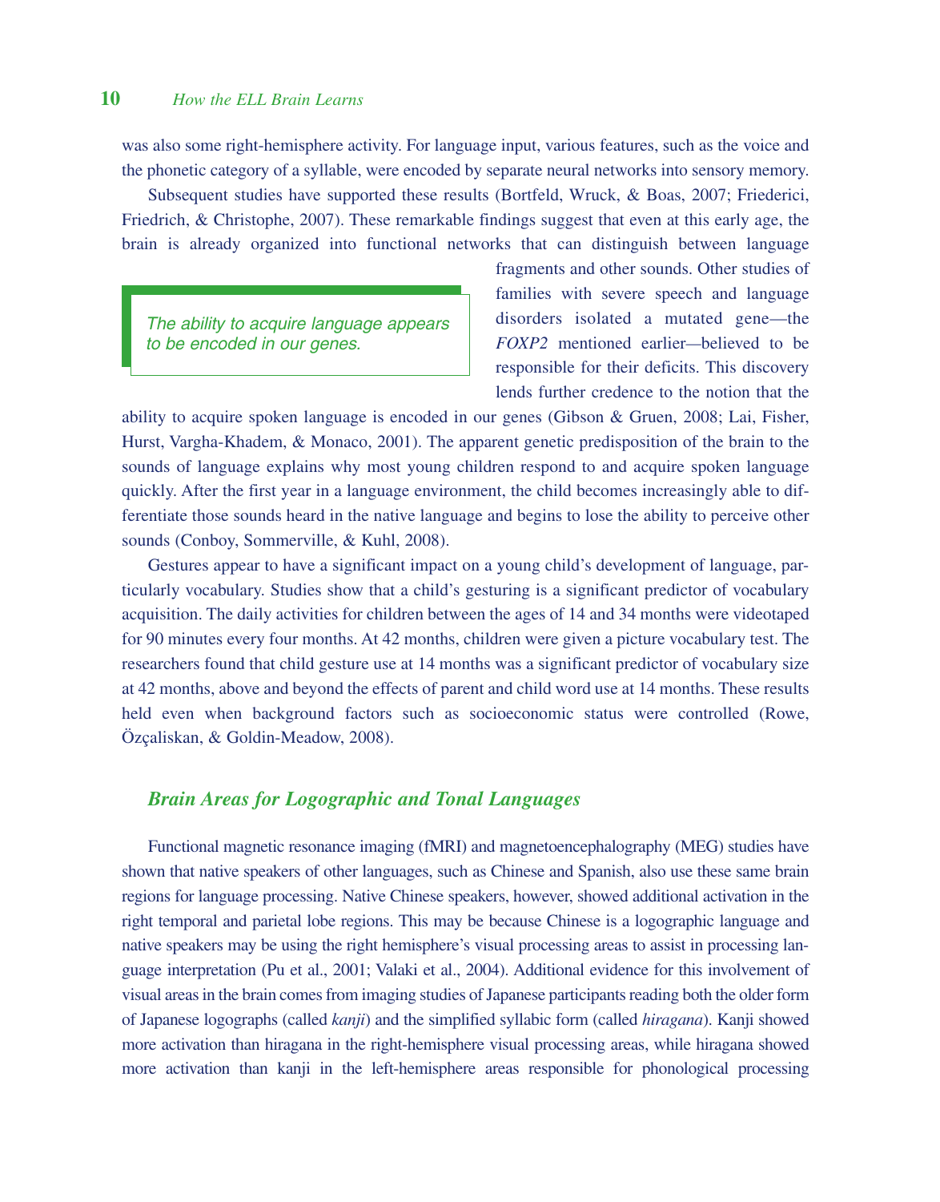was also some right-hemisphere activity. For language input, various features, such as the voice and the phonetic category of a syllable, were encoded by separate neural networks into sensory memory.

Subsequent studies have supported these results (Bortfeld, Wruck, & Boas, 2007; Friederici, Friedrich, & Christophe, 2007). These remarkable findings suggest that even at this early age, the brain is already organized into functional networks that can distinguish between language fragments and other sounds. Other studies of families with severe speech and language disorders isolated a mutated gene—the *FOXP2* mentioned earlier—believed to be responsible for their deficits. This discovery lends further credence to the notion that the ability to acquire spoken language is encoded in our genes (Gibson & Gruen, 2008; Lai, Fisher, Hurst, Vargha-Khadem, & Monaco, 2001). The apparent genetic predisposition of the brain to the sounds of language explains why most young children respond to and acquire spoken language quickly. After the first year in a language environment, the child becomes increasingly able to differentiate those sounds heard in the native language and begins to lose the ability to perceive other sounds (Conboy, Sommerville, & Kuhl, 2008).

> *The ability to acquire language appears to be encoded in our genes.*

Gestures appear to have a significant impact on a young child's development of language, particularly vocabulary. Studies show that a child's gesturing is a significant predictor of vocabulary acquisition. The daily activities for children between the ages of 14 and 34 months were videotaped for 90 minutes every four months. At 42 months, children were given a picture vocabulary test. The researchers found that child gesture use at 14 months was a significant predictor of vocabulary size at 42 months, above and beyond the effects of parent and child word use at 14 months. These results held even when background factors such as socioeconomic status were controlled (Rowe, Özçaliskan, & Goldin-Meadow, 2008).

### *Brain Areas for Logographic and Tonal Languages*

Functional magnetic resonance imaging (fMRI) and magnetoencephalography (MEG) studies have shown that native speakers of other languages, such as Chinese and Spanish, also use these same brain regions for language processing. Native Chinese speakers, however, showed additional activation in the right temporal and parietal lobe regions. This may be because Chinese is a logographic language and native speakers may be using the right hemisphere's visual processing areas to assist in processing language interpretation (Pu et al., 2001; Valaki et al., 2004). Additional evidence for this involvement of visual areas in the brain comes from imaging studies of Japanese participants reading both the older form of Japanese logographs (called *kanji*) and the simplified syllabic form (called *hiragana*). Kanji showed more activation than hiragana in the right-hemisphere visual processing areas, while hiragana showed more activation than kanji in the left-hemisphere areas responsible for phonological processing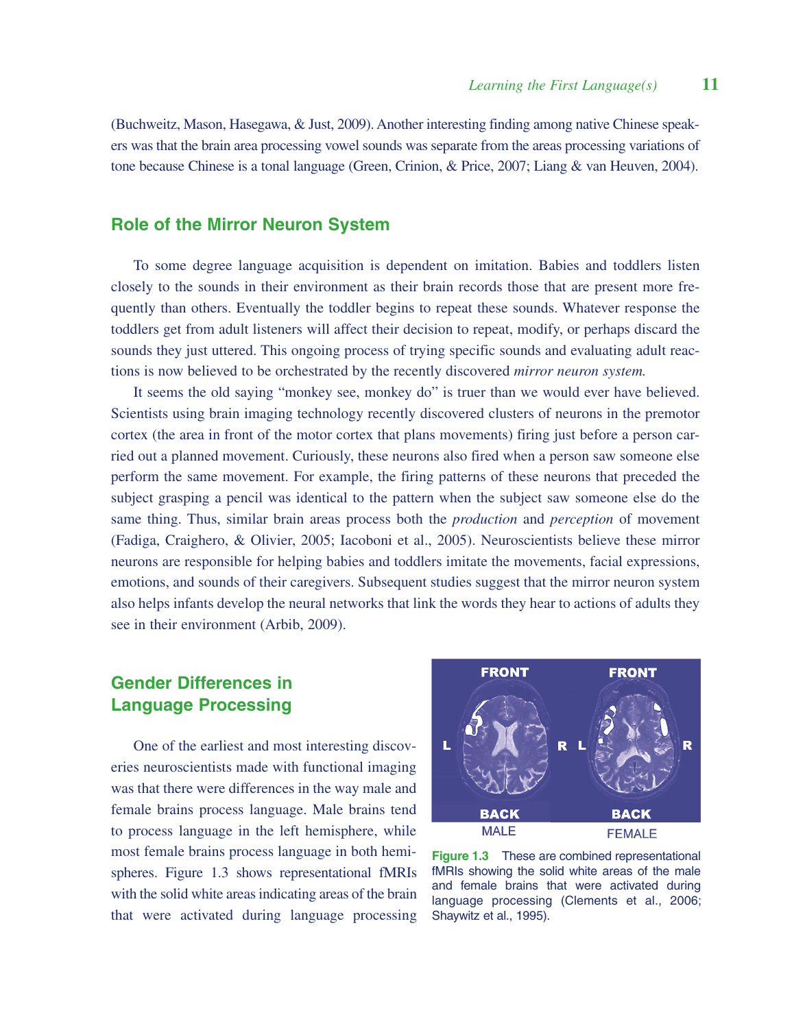(Buchweitz, Mason, Hasegawa, & Just, 2009). Another interesting finding among native Chinese speakers was that the brain area processing vowel sounds was separate from the areas processing variations of tone because Chinese is a tonal language (Green, Crinion, & Price, 2007; Liang & van Heuven, 2004).

## Role of the Mirror Neuron System

To some degree language acquisition is dependent on imitation. Babies and toddlers listen closely to the sounds in their environment as their brain records those that are present more frequently than others. Eventually the toddler begins to repeat these sounds. Whatever response the toddlers get from adult listeners will affect their decision to repeat, modify, or perhaps discard the sounds they just uttered. This ongoing process of trying specific sounds and evaluating adult reactions is now believed to be orchestrated by the recently discovered *mirror neuron system.*

It seems the old saying "monkey see, monkey do" is truer than we would ever have believed. Scientists using brain imaging technology recently discovered clusters of neurons in the premotor cortex (the area in front of the motor cortex that plans movements) firing just before a person carried out a planned movement. Curiously, these neurons also fired when a person saw someone else perform the same movement. For example, the firing patterns of these neurons that preceded the subject grasping a pencil was identical to the pattern when the subject saw someone else do the same thing. Thus, similar brain areas process both the *production* and *perception* of movement (Fadiga, Craighero, & Olivier, 2005; Iacoboni et al., 2005). Neuroscientists believe these mirror neurons are responsible for helping babies and toddlers imitate the movements, facial expressions, emotions, and sounds of their caregivers. Subsequent studies suggest that the mirror neuron system also helps infants develop the neural networks that link the words they hear to actions of adults they see in their environment (Arbib, 2009).

## Gender Differences in Language Processing

One of the earliest and most interesting discoveries neuroscientists made with functional imaging was that there were differences in the way male and female brains process language. Male brains tend to process language in the left hemisphere, while most female brains process language in both hemispheres. Figure 1.3 shows representational fMRIs with the solid white areas indicating areas of the brain that were activated during language processing

FRONT FRONT
L R L R
BACK BACK
MALE FEMALE

**Figure 1.3** These are combined representational fMRIs showing the solid white areas of the male and female brains that were activated during language processing (Clements et al., 2006; Shaywitz et al., 1995).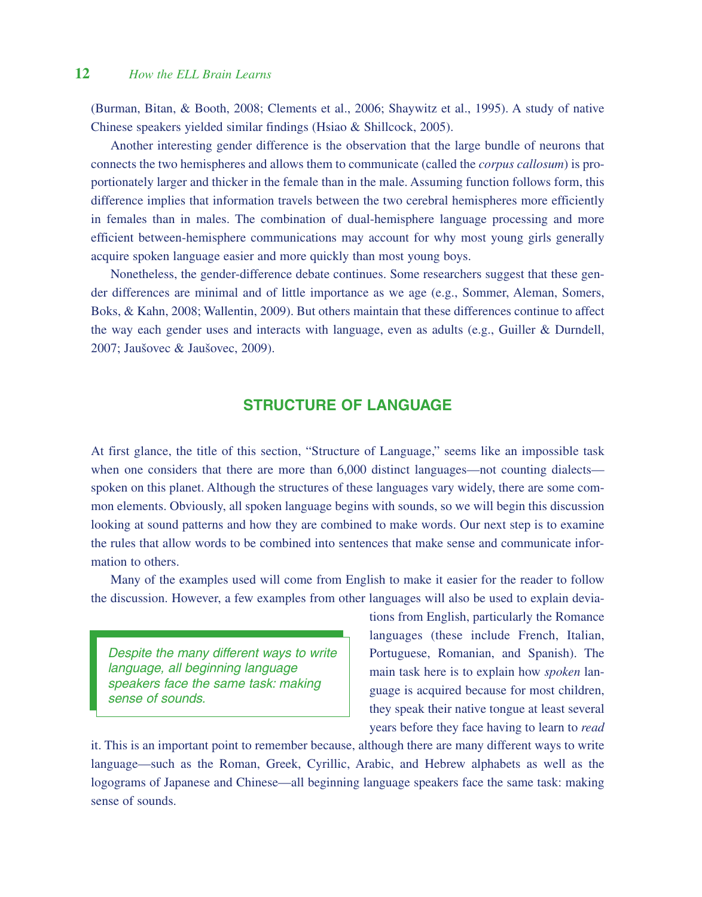(Burman, Bitan, & Booth, 2008; Clements et al., 2006; Shaywitz et al., 1995). A study of native Chinese speakers yielded similar findings (Hsiao & Shillcock, 2005).

Another interesting gender difference is the observation that the large bundle of neurons that connects the two hemispheres and allows them to communicate (called the *corpus callosum*) is proportionately larger and thicker in the female than in the male. Assuming function follows form, this difference implies that information travels between the two cerebral hemispheres more efficiently in females than in males. The combination of dual-hemisphere language processing and more efficient between-hemisphere communications may account for why most young girls generally acquire spoken language easier and more quickly than most young boys.

Nonetheless, the gender-difference debate continues. Some researchers suggest that these gender differences are minimal and of little importance as we age (e.g., Sommer, Aleman, Somers, Boks, & Kahn, 2008; Wallentin, 2009). But others maintain that these differences continue to affect the way each gender uses and interacts with language, even as adults (e.g., Guiller & Durndell, 2007; Jaušovec & Jaušovec, 2009).

## STRUCTURE OF LANGUAGE

At first glance, the title of this section, "Structure of Language," seems like an impossible task when one considers that there are more than 6,000 distinct languages—not counting dialects—spoken on this planet. Although the structures of these languages vary widely, there are some common elements. Obviously, all spoken language begins with sounds, so we will begin this discussion looking at sound patterns and how they are combined to make words. Our next step is to examine the rules that allow words to be combined into sentences that make sense and communicate information to others.

Many of the examples used will come from English to make it easier for the reader to follow the discussion. However, a few examples from other languages will also be used to explain deviations from English, particularly the Romance languages (these include French, Italian, Portuguese, Romanian, and Spanish). The main task here is to explain how *spoken* language is acquired because for most children, they speak their native tongue at least several years before they face having to learn to *read* it. This is an important point to remember because, although there are many different ways to write language—such as the Roman, Greek, Cyrillic, Arabic, and Hebrew alphabets as well as the logograms of Japanese and Chinese—all beginning language speakers face the same task: making sense of sounds.

> *Despite the many different ways to write language, all beginning language speakers face the same task: making sense of sounds.*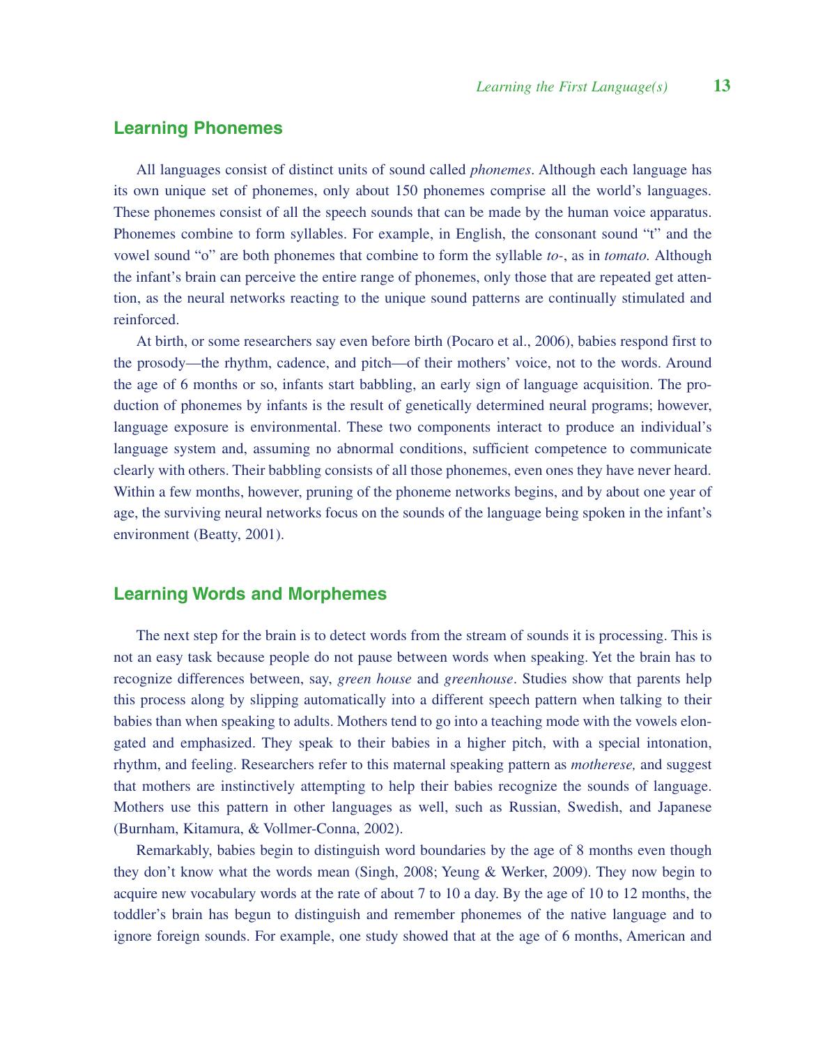## Learning Phonemes

All languages consist of distinct units of sound called *phonemes*. Although each language has its own unique set of phonemes, only about 150 phonemes comprise all the world's languages. These phonemes consist of all the speech sounds that can be made by the human voice apparatus. Phonemes combine to form syllables. For example, in English, the consonant sound "t" and the vowel sound "o" are both phonemes that combine to form the syllable *to-*, as in *tomato.* Although the infant's brain can perceive the entire range of phonemes, only those that are repeated get attention, as the neural networks reacting to the unique sound patterns are continually stimulated and reinforced.

At birth, or some researchers say even before birth (Pocaro et al., 2006), babies respond first to the prosody—the rhythm, cadence, and pitch—of their mothers' voice, not to the words. Around the age of 6 months or so, infants start babbling, an early sign of language acquisition. The production of phonemes by infants is the result of genetically determined neural programs; however, language exposure is environmental. These two components interact to produce an individual's language system and, assuming no abnormal conditions, sufficient competence to communicate clearly with others. Their babbling consists of all those phonemes, even ones they have never heard. Within a few months, however, pruning of the phoneme networks begins, and by about one year of age, the surviving neural networks focus on the sounds of the language being spoken in the infant's environment (Beatty, 2001).

## Learning Words and Morphemes

The next step for the brain is to detect words from the stream of sounds it is processing. This is not an easy task because people do not pause between words when speaking. Yet the brain has to recognize differences between, say, *green house* and *greenhouse*. Studies show that parents help this process along by slipping automatically into a different speech pattern when talking to their babies than when speaking to adults. Mothers tend to go into a teaching mode with the vowels elongated and emphasized. They speak to their babies in a higher pitch, with a special intonation, rhythm, and feeling. Researchers refer to this maternal speaking pattern as *motherese,* and suggest that mothers are instinctively attempting to help their babies recognize the sounds of language. Mothers use this pattern in other languages as well, such as Russian, Swedish, and Japanese (Burnham, Kitamura, & Vollmer-Conna, 2002).

Remarkably, babies begin to distinguish word boundaries by the age of 8 months even though they don't know what the words mean (Singh, 2008; Yeung & Werker, 2009). They now begin to acquire new vocabulary words at the rate of about 7 to 10 a day. By the age of 10 to 12 months, the toddler's brain has begun to distinguish and remember phonemes of the native language and to ignore foreign sounds. For example, one study showed that at the age of 6 months, American and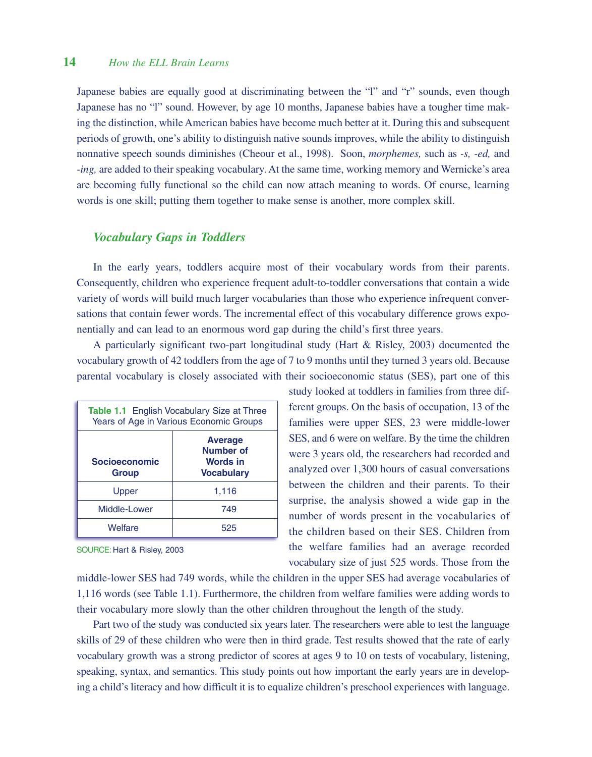Japanese babies are equally good at discriminating between the "l" and "r" sounds, even though Japanese has no "l" sound. However, by age 10 months, Japanese babies have a tougher time making the distinction, while American babies have become much better at it. During this and subsequent periods of growth, one's ability to distinguish native sounds improves, while the ability to distinguish nonnative speech sounds diminishes (Cheour et al., 1998). Soon, *morphemes,* such as *-s, -ed,* and *-ing,* are added to their speaking vocabulary. At the same time, working memory and Wernicke's area are becoming fully functional so the child can now attach meaning to words. Of course, learning words is one skill; putting them together to make sense is another, more complex skill.

## *Vocabulary Gaps in Toddlers*

In the early years, toddlers acquire most of their vocabulary words from their parents. Consequently, children who experience frequent adult-to-toddler conversations that contain a wide variety of words will build much larger vocabularies than those who experience infrequent conversations that contain fewer words. The incremental effect of this vocabulary difference grows exponentially and can lead to an enormous word gap during the child's first three years.

A particularly significant two-part longitudinal study (Hart & Risley, 2003) documented the vocabulary growth of 42 toddlers from the age of 7 to 9 months until they turned 3 years old. Because parental vocabulary is closely associated with their socioeconomic status (SES), part one of this study looked at toddlers in families from three different groups. On the basis of occupation, 13 of the families were upper SES, 23 were middle-lower SES, and 6 were on welfare. By the time the children were 3 years old, the researchers had recorded and analyzed over 1,300 hours of casual conversations between the children and their parents. To their surprise, the analysis showed a wide gap in the number of words present in the vocabularies of the children based on their SES. Children from the welfare families had an average recorded vocabulary size of just 525 words. Those from the middle-lower SES had 749 words, while the children in the upper SES had average vocabularies of 1,116 words (see Table 1.1). Furthermore, the children from welfare families were adding words to their vocabulary more slowly than the other children throughout the length of the study.

**Table 1.1** English Vocabulary Size at Three Years of Age in Various Economic Groups

| Socioeconomic Group | Average Number of Words in Vocabulary |
|---|---|
| Upper | 1,116 |
| Middle-Lower | 749 |
| Welfare | 525 |

SOURCE: Hart & Risley, 2003

Part two of the study was conducted six years later. The researchers were able to test the language skills of 29 of these children who were then in third grade. Test results showed that the rate of early vocabulary growth was a strong predictor of scores at ages 9 to 10 on tests of vocabulary, listening, speaking, syntax, and semantics. This study points out how important the early years are in developing a child's literacy and how difficult it is to equalize children's preschool experiences with language.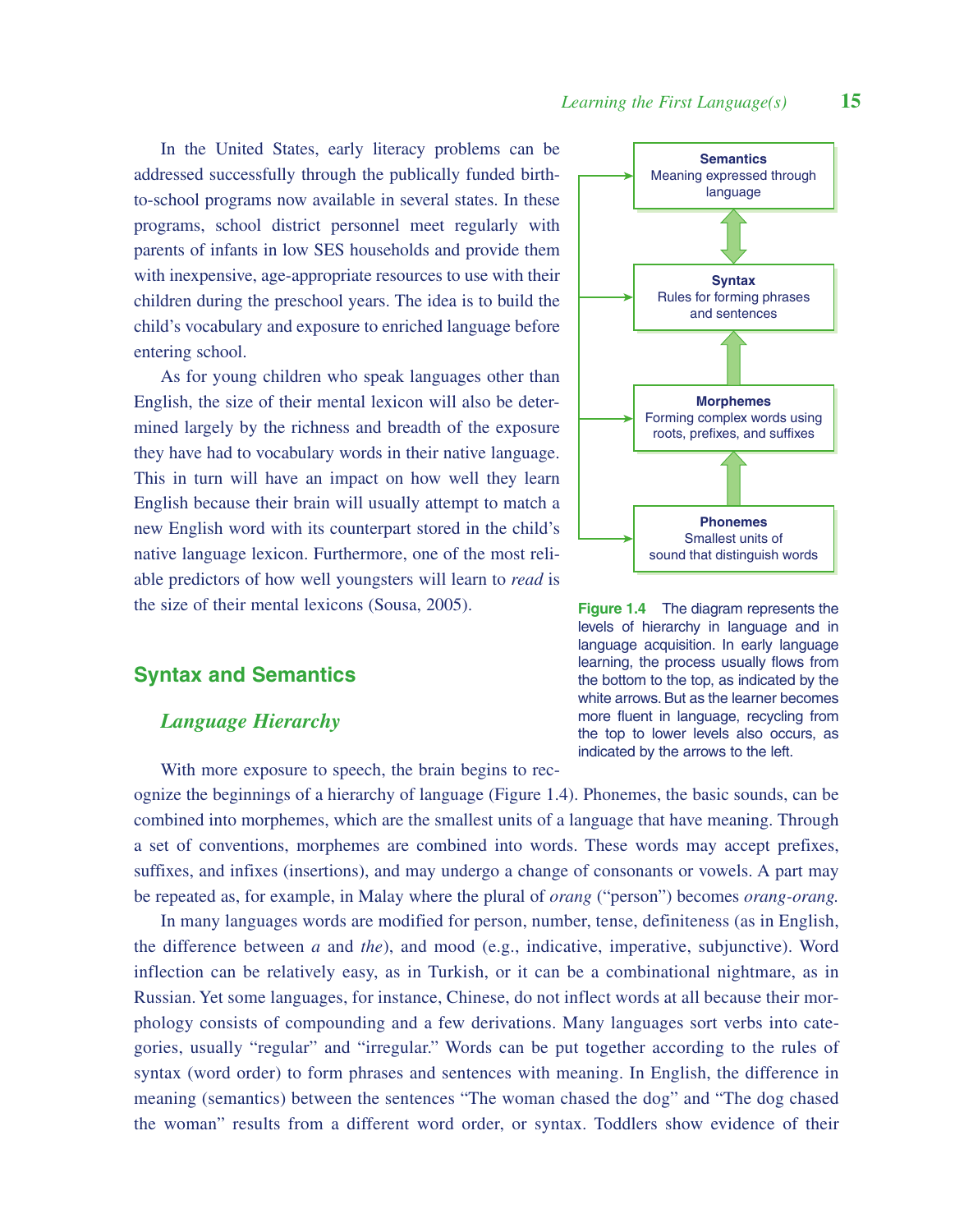In the United States, early literacy problems can be addressed successfully through the publically funded birth-to-school programs now available in several states. In these programs, school district personnel meet regularly with parents of infants in low SES households and provide them with inexpensive, age-appropriate resources to use with their children during the preschool years. The idea is to build the child's vocabulary and exposure to enriched language before entering school.

As for young children who speak languages other than English, the size of their mental lexicon will also be determined largely by the richness and breadth of the exposure they have had to vocabulary words in their native language. This in turn will have an impact on how well they learn English because their brain will usually attempt to match a new English word with its counterpart stored in the child's native language lexicon. Furthermore, one of the most reliable predictors of how well youngsters will learn to *read* is the size of their mental lexicons (Sousa, 2005).

**Semantics**
Meaning expressed through language

**Syntax**
Rules for forming phrases and sentences

**Morphemes**
Forming complex words using roots, prefixes, and suffixes

**Phonemes**
Smallest units of sound that distinguish words

**Figure 1.4** The diagram represents the levels of hierarchy in language and in language acquisition. In early language learning, the process usually flows from the bottom to the top, as indicated by the white arrows. But as the learner becomes more fluent in language, recycling from the top to lower levels also occurs, as indicated by the arrows to the left.

## Syntax and Semantics

### *Language Hierarchy*

With more exposure to speech, the brain begins to recognize the beginnings of a hierarchy of language (Figure 1.4). Phonemes, the basic sounds, can be combined into morphemes, which are the smallest units of a language that have meaning. Through a set of conventions, morphemes are combined into words. These words may accept prefixes, suffixes, and infixes (insertions), and may undergo a change of consonants or vowels. A part may be repeated as, for example, in Malay where the plural of *orang* ("person") becomes *orang-orang.*

In many languages words are modified for person, number, tense, definiteness (as in English, the difference between *a* and *the*), and mood (e.g., indicative, imperative, subjunctive). Word inflection can be relatively easy, as in Turkish, or it can be a combinational nightmare, as in Russian. Yet some languages, for instance, Chinese, do not inflect words at all because their morphology consists of compounding and a few derivations. Many languages sort verbs into categories, usually "regular" and "irregular." Words can be put together according to the rules of syntax (word order) to form phrases and sentences with meaning. In English, the difference in meaning (semantics) between the sentences "The woman chased the dog" and "The dog chased the woman" results from a different word order, or syntax. Toddlers show evidence of their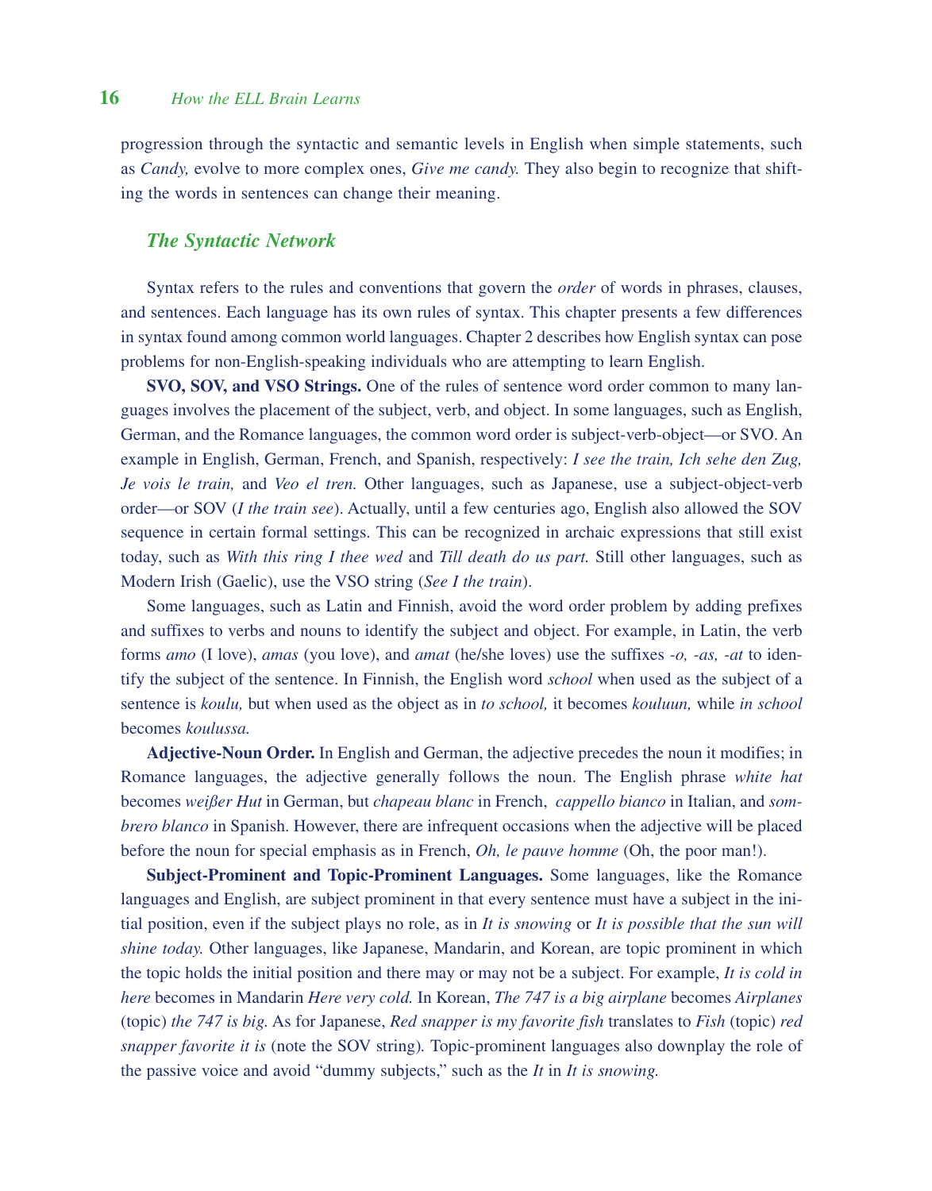progression through the syntactic and semantic levels in English when simple statements, such as *Candy,* evolve to more complex ones, *Give me candy.* They also begin to recognize that shifting the words in sentences can change their meaning.

### *The Syntactic Network*

Syntax refers to the rules and conventions that govern the *order* of words in phrases, clauses, and sentences. Each language has its own rules of syntax. This chapter presents a few differences in syntax found among common world languages. Chapter 2 describes how English syntax can pose problems for non-English-speaking individuals who are attempting to learn English.

**SVO, SOV, and VSO Strings.** One of the rules of sentence word order common to many languages involves the placement of the subject, verb, and object. In some languages, such as English, German, and the Romance languages, the common word order is subject-verb-object—or SVO. An example in English, German, French, and Spanish, respectively: *I see the train, Ich sehe den Zug, Je vois le train,* and *Veo el tren.* Other languages, such as Japanese, use a subject-object-verb order—or SOV (*I the train see*). Actually, until a few centuries ago, English also allowed the SOV sequence in certain formal settings. This can be recognized in archaic expressions that still exist today, such as *With this ring I thee wed* and *Till death do us part.* Still other languages, such as Modern Irish (Gaelic), use the VSO string (*See I the train*).

Some languages, such as Latin and Finnish, avoid the word order problem by adding prefixes and suffixes to verbs and nouns to identify the subject and object. For example, in Latin, the verb forms *amo* (I love), *amas* (you love), and *amat* (he/she loves) use the suffixes *-o, -as, -at* to identify the subject of the sentence. In Finnish, the English word *school* when used as the subject of a sentence is *koulu,* but when used as the object as in *to school,* it becomes *kouluun,* while *in school* becomes *koulussa.*

**Adjective-Noun Order.** In English and German, the adjective precedes the noun it modifies; in Romance languages, the adjective generally follows the noun. The English phrase *white hat* becomes *weißer Hut* in German, but *chapeau blanc* in French, *cappello bianco* in Italian, and *sombrero blanco* in Spanish. However, there are infrequent occasions when the adjective will be placed before the noun for special emphasis as in French, *Oh, le pauve homme* (Oh, the poor man!).

**Subject-Prominent and Topic-Prominent Languages.** Some languages, like the Romance languages and English, are subject prominent in that every sentence must have a subject in the initial position, even if the subject plays no role, as in *It is snowing* or *It is possible that the sun will shine today.* Other languages, like Japanese, Mandarin, and Korean, are topic prominent in which the topic holds the initial position and there may or may not be a subject. For example, *It is cold in here* becomes in Mandarin *Here very cold.* In Korean, *The 747 is a big airplane* becomes *Airplanes* (topic) *the 747 is big.* As for Japanese, *Red snapper is my favorite fish* translates to *Fish* (topic) *red snapper favorite it is* (note the SOV string). Topic-prominent languages also downplay the role of the passive voice and avoid "dummy subjects," such as the *It* in *It is snowing.*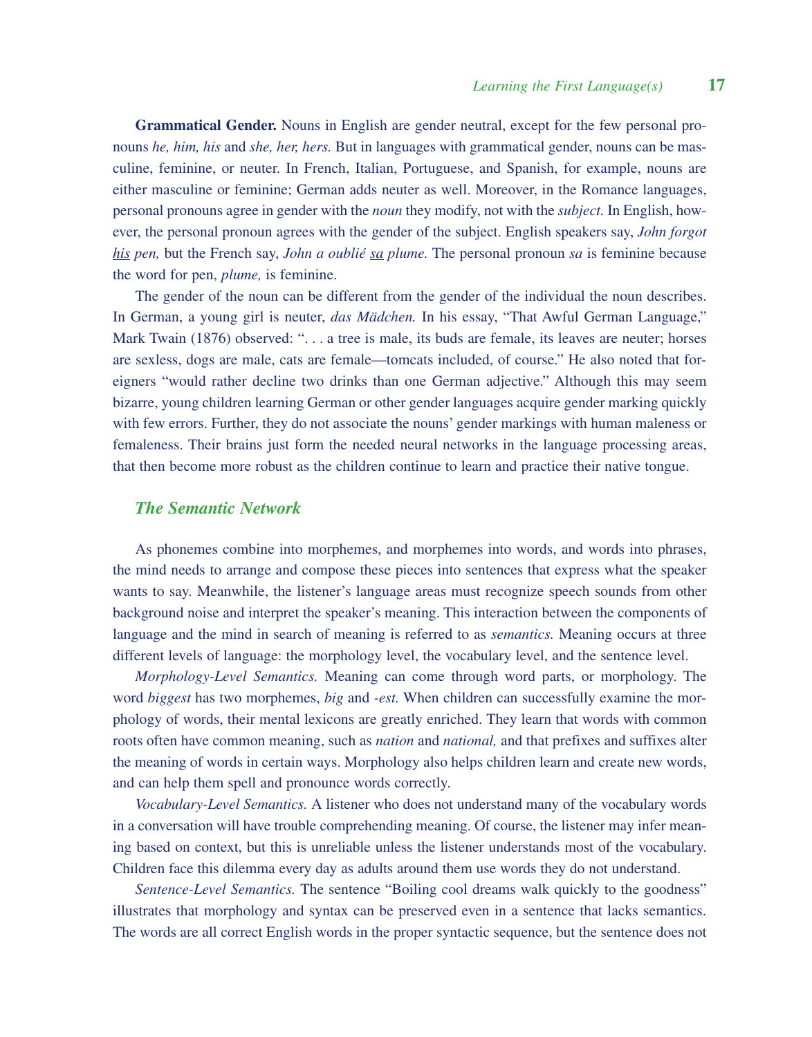**Grammatical Gender.** Nouns in English are gender neutral, except for the few personal pronouns *he, him, his* and *she, her, hers.* But in languages with grammatical gender, nouns can be masculine, feminine, or neuter. In French, Italian, Portuguese, and Spanish, for example, nouns are either masculine or feminine; German adds neuter as well. Moreover, in the Romance languages, personal pronouns agree in gender with the *noun* they modify, not with the *subject.* In English, however, the personal pronoun agrees with the gender of the subject. English speakers say, *John forgot <u>his</u> pen,* but the French say, *John a oublié <u>sa</u> plume.* The personal pronoun *sa* is feminine because the word for pen, *plume,* is feminine.

The gender of the noun can be different from the gender of the individual the noun describes. In German, a young girl is neuter, *das Mädchen.* In his essay, "That Awful German Language," Mark Twain (1876) observed: ". . . a tree is male, its buds are female, its leaves are neuter; horses are sexless, dogs are male, cats are female—tomcats included, of course." He also noted that foreigners "would rather decline two drinks than one German adjective." Although this may seem bizarre, young children learning German or other gender languages acquire gender marking quickly with few errors. Further, they do not associate the nouns' gender markings with human maleness or femaleness. Their brains just form the needed neural networks in the language processing areas, that then become more robust as the children continue to learn and practice their native tongue.

### *The Semantic Network*

As phonemes combine into morphemes, and morphemes into words, and words into phrases, the mind needs to arrange and compose these pieces into sentences that express what the speaker wants to say. Meanwhile, the listener's language areas must recognize speech sounds from other background noise and interpret the speaker's meaning. This interaction between the components of language and the mind in search of meaning is referred to as *semantics.* Meaning occurs at three different levels of language: the morphology level, the vocabulary level, and the sentence level.

*Morphology-Level Semantics.* Meaning can come through word parts, or morphology. The word *biggest* has two morphemes, *big* and *-est.* When children can successfully examine the morphology of words, their mental lexicons are greatly enriched. They learn that words with common roots often have common meaning, such as *nation* and *national,* and that prefixes and suffixes alter the meaning of words in certain ways. Morphology also helps children learn and create new words, and can help them spell and pronounce words correctly.

*Vocabulary-Level Semantics.* A listener who does not understand many of the vocabulary words in a conversation will have trouble comprehending meaning. Of course, the listener may infer meaning based on context, but this is unreliable unless the listener understands most of the vocabulary. Children face this dilemma every day as adults around them use words they do not understand.

*Sentence-Level Semantics.* The sentence "Boiling cool dreams walk quickly to the goodness" illustrates that morphology and syntax can be preserved even in a sentence that lacks semantics. The words are all correct English words in the proper syntactic sequence, but the sentence does not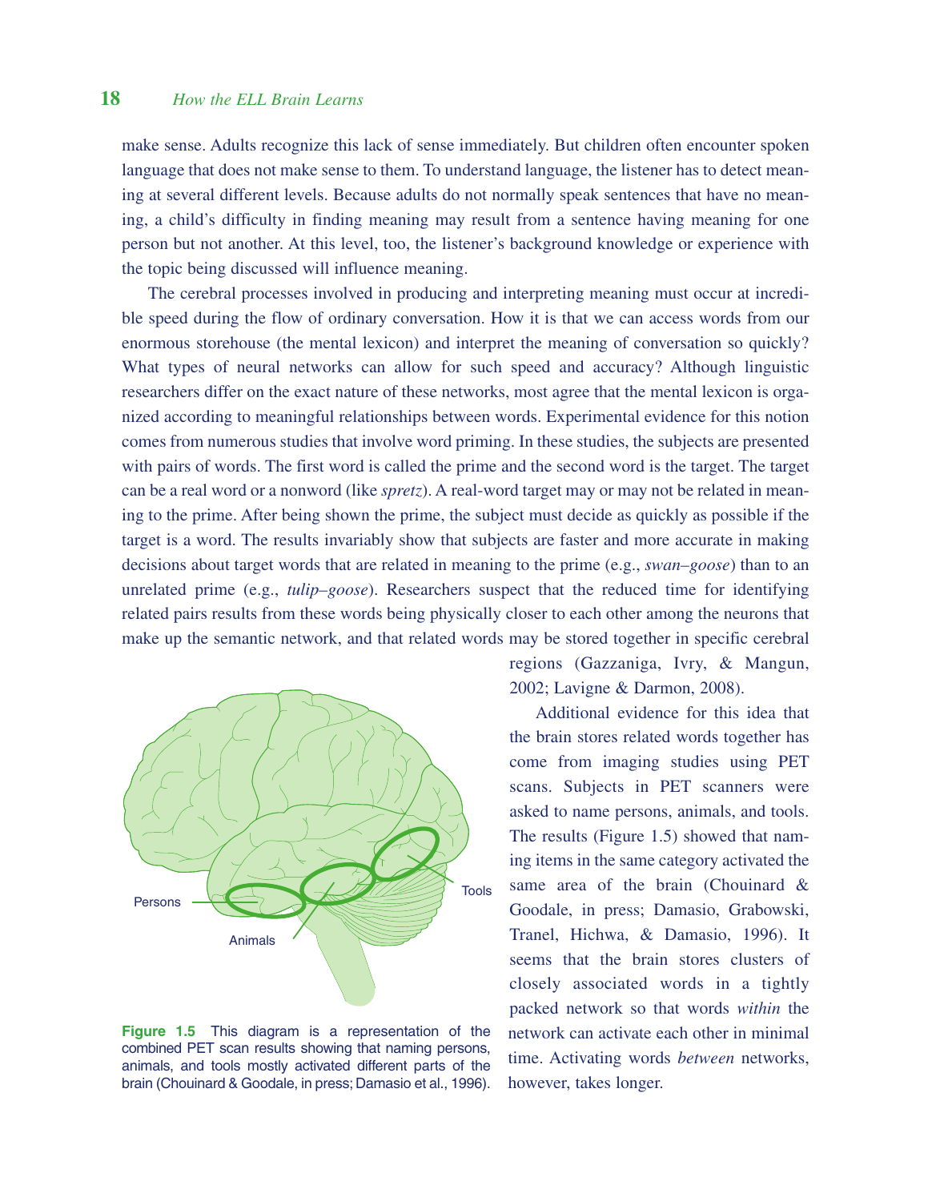make sense. Adults recognize this lack of sense immediately. But children often encounter spoken language that does not make sense to them. To understand language, the listener has to detect meaning at several different levels. Because adults do not normally speak sentences that have no meaning, a child's difficulty in finding meaning may result from a sentence having meaning for one person but not another. At this level, too, the listener's background knowledge or experience with the topic being discussed will influence meaning.

The cerebral processes involved in producing and interpreting meaning must occur at incredible speed during the flow of ordinary conversation. How it is that we can access words from our enormous storehouse (the mental lexicon) and interpret the meaning of conversation so quickly? What types of neural networks can allow for such speed and accuracy? Although linguistic researchers differ on the exact nature of these networks, most agree that the mental lexicon is organized according to meaningful relationships between words. Experimental evidence for this notion comes from numerous studies that involve word priming. In these studies, the subjects are presented with pairs of words. The first word is called the prime and the second word is the target. The target can be a real word or a nonword (like *spretz*). A real-word target may or may not be related in meaning to the prime. After being shown the prime, the subject must decide as quickly as possible if the target is a word. The results invariably show that subjects are faster and more accurate in making decisions about target words that are related in meaning to the prime (e.g., *swan–goose*) than to an unrelated prime (e.g., *tulip–goose*). Researchers suspect that the reduced time for identifying related pairs results from these words being physically closer to each other among the neurons that make up the semantic network, and that related words may be stored together in specific cerebral regions (Gazzaniga, Ivry, & Mangun, 2002; Lavigne & Darmon, 2008).

Additional evidence for this idea that the brain stores related words together has come from imaging studies using PET scans. Subjects in PET scanners were asked to name persons, animals, and tools. The results (Figure 1.5) showed that naming items in the same category activated the same area of the brain (Chouinard & Goodale, in press; Damasio, Grabowski, Tranel, Hichwa, & Damasio, 1996). It seems that the brain stores clusters of closely associated words in a tightly packed network so that words *within* the network can activate each other in minimal time. Activating words *between* networks, however, takes longer.

Persons

Animals

Tools

**Figure 1.5** This diagram is a representation of the combined PET scan results showing that naming persons, animals, and tools mostly activated different parts of the brain (Chouinard & Goodale, in press; Damasio et al., 1996).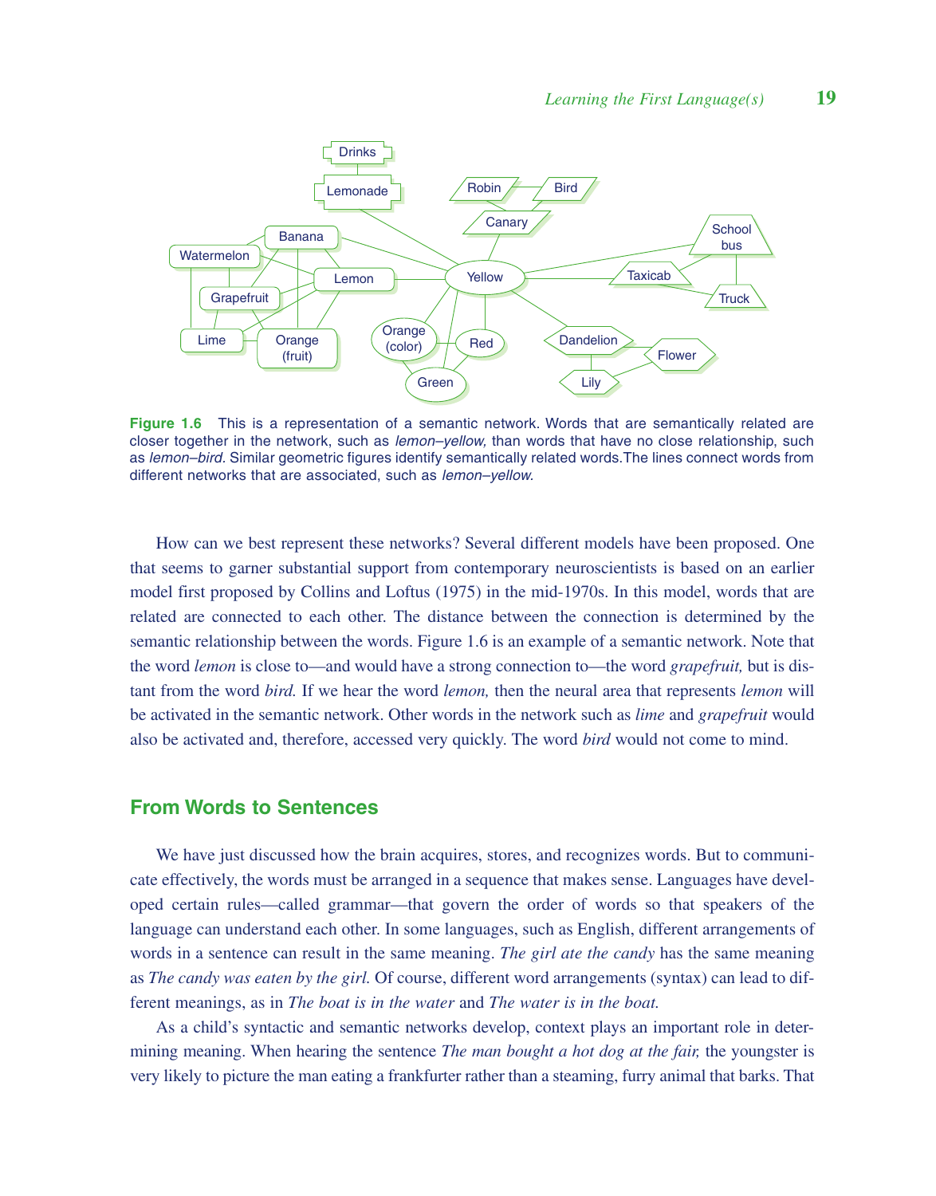Drinks

Lemonade

Robin

Bird

Canary

Banana

Watermelon

Lemon

Yellow

School bus

Taxicab

Grapefruit

Truck

Lime

Orange (fruit)

Orange (color)

Red

Dandelion

Flower

Green

Lily

**Figure 1.6** This is a representation of a semantic network. Words that are semantically related are closer together in the network, such as *lemon–yellow,* than words that have no close relationship, such as *lemon–bird.* Similar geometric figures identify semantically related words.The lines connect words from different networks that are associated, such as *lemon–yellow.*

How can we best represent these networks? Several different models have been proposed. One that seems to garner substantial support from contemporary neuroscientists is based on an earlier model first proposed by Collins and Loftus (1975) in the mid-1970s. In this model, words that are related are connected to each other. The distance between the connection is determined by the semantic relationship between the words. Figure 1.6 is an example of a semantic network. Note that the word *lemon* is close to—and would have a strong connection to—the word *grapefruit,* but is distant from the word *bird.* If we hear the word *lemon,* then the neural area that represents *lemon* will be activated in the semantic network. Other words in the network such as *lime* and *grapefruit* would also be activated and, therefore, accessed very quickly. The word *bird* would not come to mind.

## From Words to Sentences

We have just discussed how the brain acquires, stores, and recognizes words. But to communicate effectively, the words must be arranged in a sequence that makes sense. Languages have developed certain rules—called grammar—that govern the order of words so that speakers of the language can understand each other. In some languages, such as English, different arrangements of words in a sentence can result in the same meaning. *The girl ate the candy* has the same meaning as *The candy was eaten by the girl.* Of course, different word arrangements (syntax) can lead to different meanings, as in *The boat is in the water* and *The water is in the boat.*

As a child's syntactic and semantic networks develop, context plays an important role in determining meaning. When hearing the sentence *The man bought a hot dog at the fair,* the youngster is very likely to picture the man eating a frankfurter rather than a steaming, furry animal that barks. That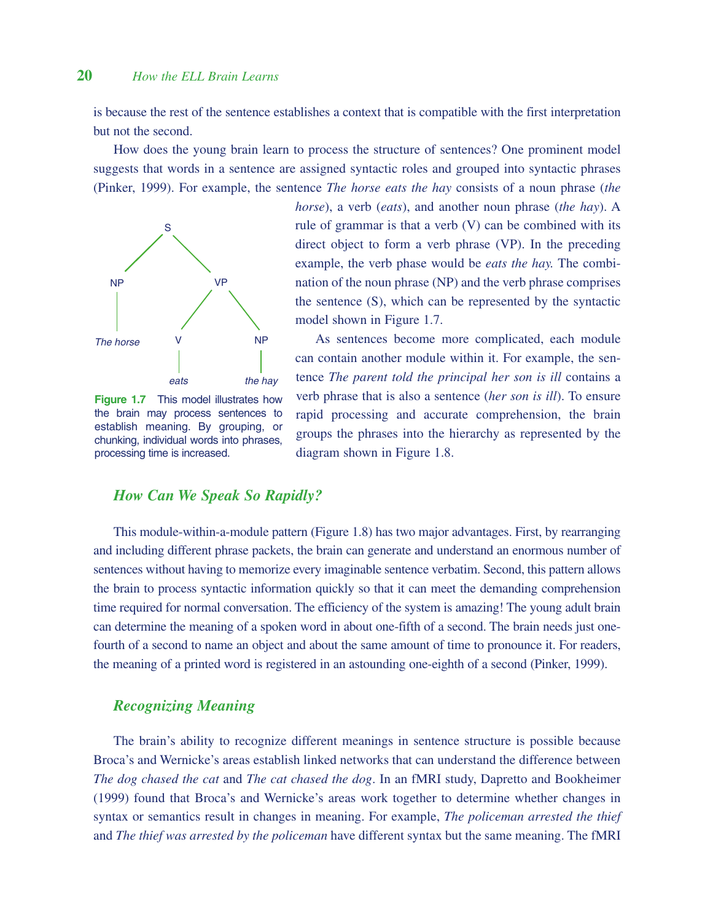is because the rest of the sentence establishes a context that is compatible with the first interpretation but not the second.

How does the young brain learn to process the structure of sentences? One prominent model suggests that words in a sentence are assigned syntactic roles and grouped into syntactic phrases (Pinker, 1999). For example, the sentence *The horse eats the hay* consists of a noun phrase (*the horse*), a verb (*eats*), and another noun phrase (*the hay*). A rule of grammar is that a verb (V) can be combined with its direct object to form a verb phrase (VP). In the preceding example, the verb phase would be *eats the hay.* The combination of the noun phrase (NP) and the verb phrase comprises the sentence (S), which can be represented by the syntactic model shown in Figure 1.7.

S
NP
VP
The horse
V
NP
eats
the hay

**Figure 1.7** This model illustrates how the brain may process sentences to establish meaning. By grouping, or chunking, individual words into phrases, processing time is increased.

As sentences become more complicated, each module can contain another module within it. For example, the sentence *The parent told the principal her son is ill* contains a verb phrase that is also a sentence (*her son is ill*). To ensure rapid processing and accurate comprehension, the brain groups the phrases into the hierarchy as represented by the diagram shown in Figure 1.8.

### *How Can We Speak So Rapidly?*

This module-within-a-module pattern (Figure 1.8) has two major advantages. First, by rearranging and including different phrase packets, the brain can generate and understand an enormous number of sentences without having to memorize every imaginable sentence verbatim. Second, this pattern allows the brain to process syntactic information quickly so that it can meet the demanding comprehension time required for normal conversation. The efficiency of the system is amazing! The young adult brain can determine the meaning of a spoken word in about one-fifth of a second. The brain needs just one-fourth of a second to name an object and about the same amount of time to pronounce it. For readers, the meaning of a printed word is registered in an astounding one-eighth of a second (Pinker, 1999).

### *Recognizing Meaning*

The brain's ability to recognize different meanings in sentence structure is possible because Broca's and Wernicke's areas establish linked networks that can understand the difference between *The dog chased the cat* and *The cat chased the dog*. In an fMRI study, Dapretto and Bookheimer (1999) found that Broca's and Wernicke's areas work together to determine whether changes in syntax or semantics result in changes in meaning. For example, *The policeman arrested the thief* and *The thief was arrested by the policeman* have different syntax but the same meaning. The fMRI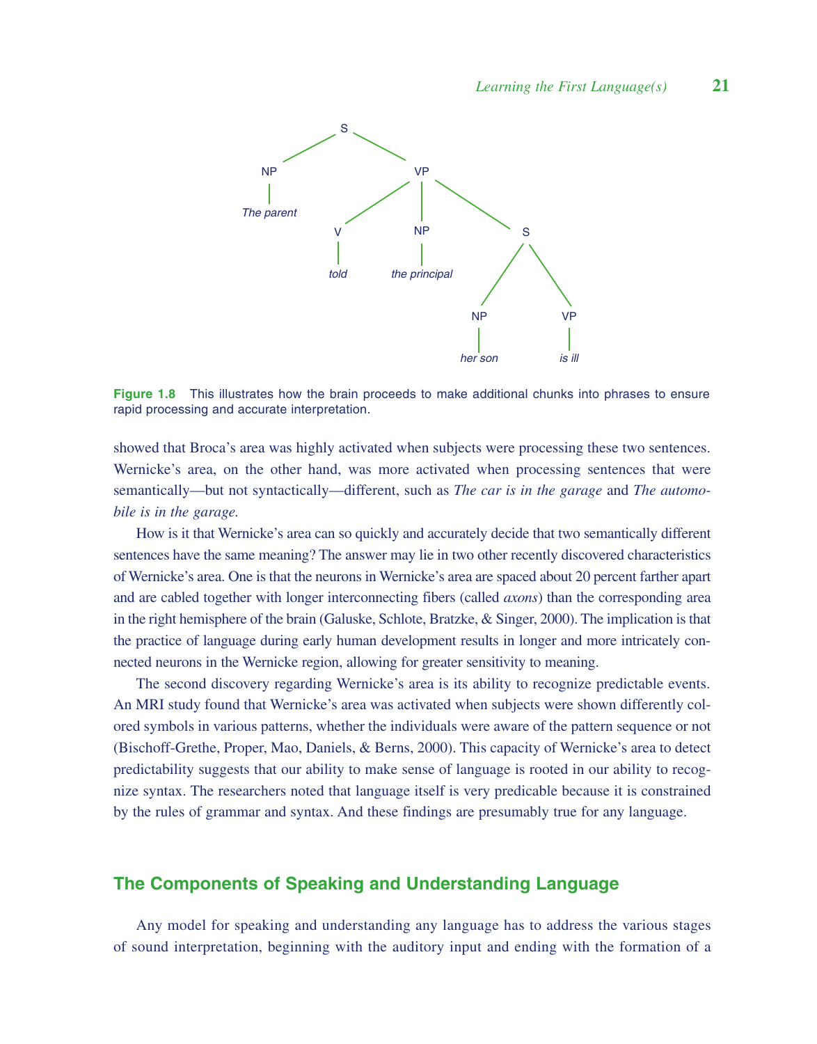S

NP

The parent

VP

V

told

NP

the principal

S

NP

her son

VP

is ill

**Figure 1.8** This illustrates how the brain proceeds to make additional chunks into phrases to ensure rapid processing and accurate interpretation.

showed that Broca's area was highly activated when subjects were processing these two sentences. Wernicke's area, on the other hand, was more activated when processing sentences that were semantically—but not syntactically—different, such as *The car is in the garage* and *The automobile is in the garage.*

How is it that Wernicke's area can so quickly and accurately decide that two semantically different sentences have the same meaning? The answer may lie in two other recently discovered characteristics of Wernicke's area. One is that the neurons in Wernicke's area are spaced about 20 percent farther apart and are cabled together with longer interconnecting fibers (called *axons*) than the corresponding area in the right hemisphere of the brain (Galuske, Schlote, Bratzke, & Singer, 2000). The implication is that the practice of language during early human development results in longer and more intricately connected neurons in the Wernicke region, allowing for greater sensitivity to meaning.

The second discovery regarding Wernicke's area is its ability to recognize predictable events. An MRI study found that Wernicke's area was activated when subjects were shown differently colored symbols in various patterns, whether the individuals were aware of the pattern sequence or not (Bischoff-Grethe, Proper, Mao, Daniels, & Berns, 2000). This capacity of Wernicke's area to detect predictability suggests that our ability to make sense of language is rooted in our ability to recognize syntax. The researchers noted that language itself is very predicable because it is constrained by the rules of grammar and syntax. And these findings are presumably true for any language.

## The Components of Speaking and Understanding Language

Any model for speaking and understanding any language has to address the various stages of sound interpretation, beginning with the auditory input and ending with the formation of a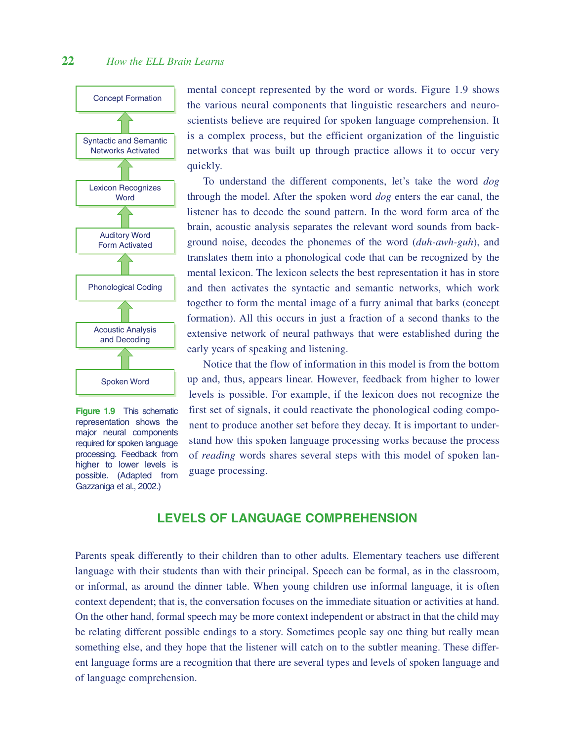mental concept represented by the word or words. Figure 1.9 shows the various neural components that linguistic researchers and neuroscientists believe are required for spoken language comprehension. It is a complex process, but the efficient organization of the linguistic networks that was built up through practice allows it to occur very quickly.

To understand the different components, let's take the word *dog* through the model. After the spoken word *dog* enters the ear canal, the listener has to decode the sound pattern. In the word form area of the brain, acoustic analysis separates the relevant word sounds from background noise, decodes the phonemes of the word (*duh-awh-guh*), and translates them into a phonological code that can be recognized by the mental lexicon. The lexicon selects the best representation it has in store and then activates the syntactic and semantic networks, which work together to form the mental image of a furry animal that barks (concept formation). All this occurs in just a fraction of a second thanks to the extensive network of neural pathways that were established during the early years of speaking and listening.

Notice that the flow of information in this model is from the bottom up and, thus, appears linear. However, feedback from higher to lower levels is possible. For example, if the lexicon does not recognize the first set of signals, it could reactivate the phonological coding component to produce another set before they decay. It is important to understand how this spoken language processing works because the process of *reading* words shares several steps with this model of spoken language processing.

Concept Formation
↑
Syntactic and Semantic Networks Activated
↑
Lexicon Recognizes Word
↑
Auditory Word Form Activated
↑
Phonological Coding
↑
Acoustic Analysis and Decoding
↑
Spoken Word

**Figure 1.9** This schematic representation shows the major neural components required for spoken language processing. Feedback from higher to lower levels is possible. (Adapted from Gazzaniga et al., 2002.)

## LEVELS OF LANGUAGE COMPREHENSION

Parents speak differently to their children than to other adults. Elementary teachers use different language with their students than with their principal. Speech can be formal, as in the classroom, or informal, as around the dinner table. When young children use informal language, it is often context dependent; that is, the conversation focuses on the immediate situation or activities at hand. On the other hand, formal speech may be more context independent or abstract in that the child may be relating different possible endings to a story. Sometimes people say one thing but really mean something else, and they hope that the listener will catch on to the subtler meaning. These different language forms are a recognition that there are several types and levels of spoken language and of language comprehension.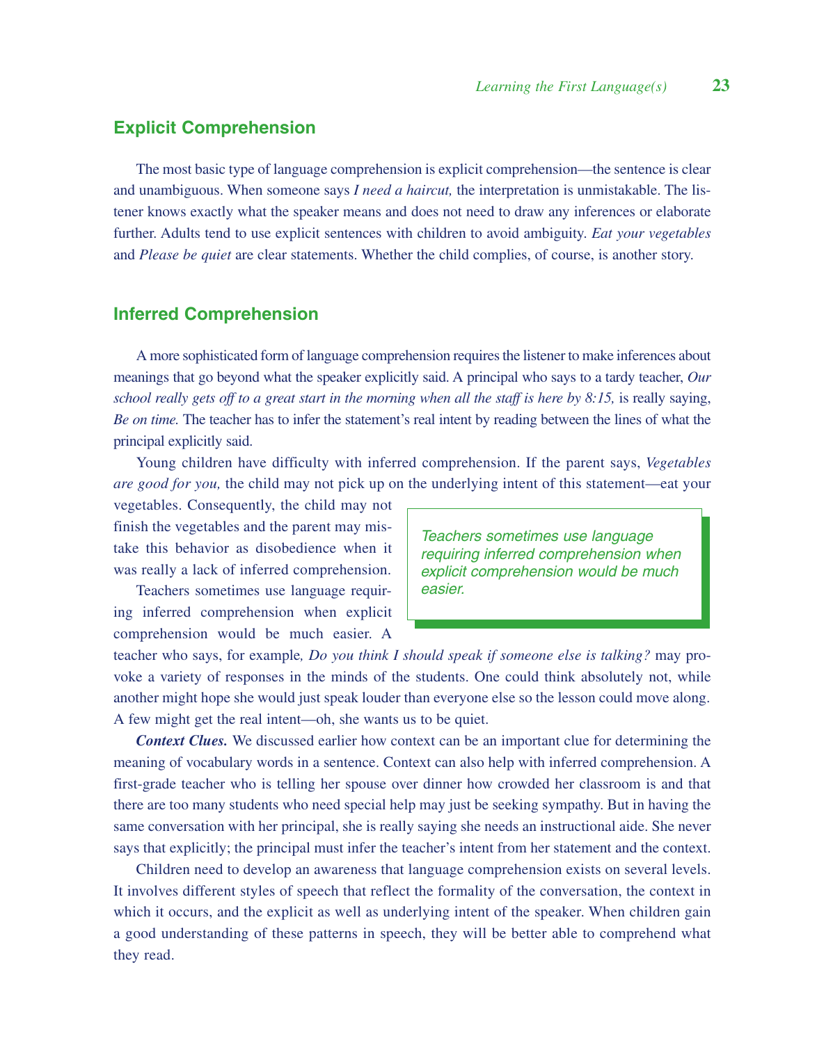## Explicit Comprehension

The most basic type of language comprehension is explicit comprehension—the sentence is clear and unambiguous. When someone says *I need a haircut,* the interpretation is unmistakable. The listener knows exactly what the speaker means and does not need to draw any inferences or elaborate further. Adults tend to use explicit sentences with children to avoid ambiguity. *Eat your vegetables* and *Please be quiet* are clear statements. Whether the child complies, of course, is another story.

## Inferred Comprehension

A more sophisticated form of language comprehension requires the listener to make inferences about meanings that go beyond what the speaker explicitly said. A principal who says to a tardy teacher, *Our school really gets off to a great start in the morning when all the staff is here by 8:15,* is really saying, *Be on time.* The teacher has to infer the statement's real intent by reading between the lines of what the principal explicitly said.

Young children have difficulty with inferred comprehension. If the parent says, *Vegetables are good for you,* the child may not pick up on the underlying intent of this statement—eat your vegetables. Consequently, the child may not finish the vegetables and the parent may mistake this behavior as disobedience when it was really a lack of inferred comprehension.

> *Teachers sometimes use language requiring inferred comprehension when explicit comprehension would be much easier.*

Teachers sometimes use language requiring inferred comprehension when explicit comprehension would be much easier. A teacher who says, for example, *Do you think I should speak if someone else is talking?* may provoke a variety of responses in the minds of the students. One could think absolutely not, while another might hope she would just speak louder than everyone else so the lesson could move along. A few might get the real intent—oh, she wants us to be quiet.

***Context Clues.*** We discussed earlier how context can be an important clue for determining the meaning of vocabulary words in a sentence. Context can also help with inferred comprehension. A first-grade teacher who is telling her spouse over dinner how crowded her classroom is and that there are too many students who need special help may just be seeking sympathy. But in having the same conversation with her principal, she is really saying she needs an instructional aide. She never says that explicitly; the principal must infer the teacher's intent from her statement and the context.

Children need to develop an awareness that language comprehension exists on several levels. It involves different styles of speech that reflect the formality of the conversation, the context in which it occurs, and the explicit as well as underlying intent of the speaker. When children gain a good understanding of these patterns in speech, they will be better able to comprehend what they read.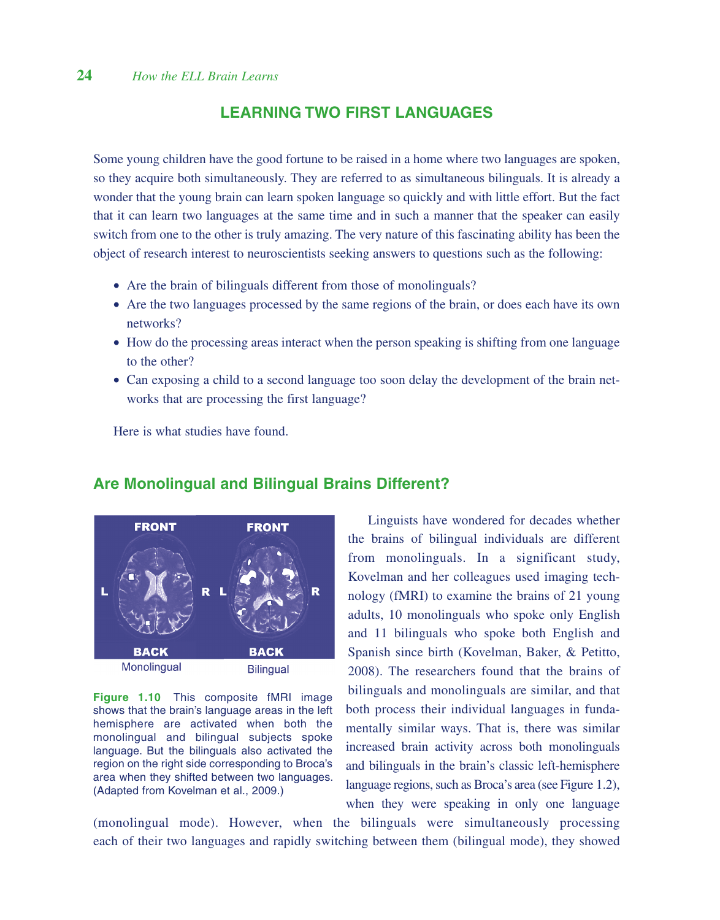## LEARNING TWO FIRST LANGUAGES

Some young children have the good fortune to be raised in a home where two languages are spoken, so they acquire both simultaneously. They are referred to as simultaneous bilinguals. It is already a wonder that the young brain can learn spoken language so quickly and with little effort. But the fact that it can learn two languages at the same time and in such a manner that the speaker can easily switch from one to the other is truly amazing. The very nature of this fascinating ability has been the object of research interest to neuroscientists seeking answers to questions such as the following:

- Are the brain of bilinguals different from those of monolinguals?
- Are the two languages processed by the same regions of the brain, or does each have its own networks?
- How do the processing areas interact when the person speaking is shifting from one language to the other?
- Can exposing a child to a second language too soon delay the development of the brain networks that are processing the first language?

Here is what studies have found.

### Are Monolingual and Bilingual Brains Different?

**Figure 1.10** This composite fMRI image shows that the brain's language areas in the left hemisphere are activated when both the monolingual and bilingual subjects spoke language. But the bilinguals also activated the region on the right side corresponding to Broca's area when they shifted between two languages. (Adapted from Kovelman et al., 2009.)

Linguists have wondered for decades whether the brains of bilingual individuals are different from monolinguals. In a significant study, Kovelman and her colleagues used imaging technology (fMRI) to examine the brains of 21 young adults, 10 monolinguals who spoke only English and 11 bilinguals who spoke both English and Spanish since birth (Kovelman, Baker, & Petitto, 2008). The researchers found that the brains of bilinguals and monolinguals are similar, and that both process their individual languages in fundamentally similar ways. That is, there was similar increased brain activity across both monolinguals and bilinguals in the brain's classic left-hemisphere language regions, such as Broca's area (see Figure 1.2), when they were speaking in only one language (monolingual mode). However, when the bilinguals were simultaneously processing each of their two languages and rapidly switching between them (bilingual mode), they showed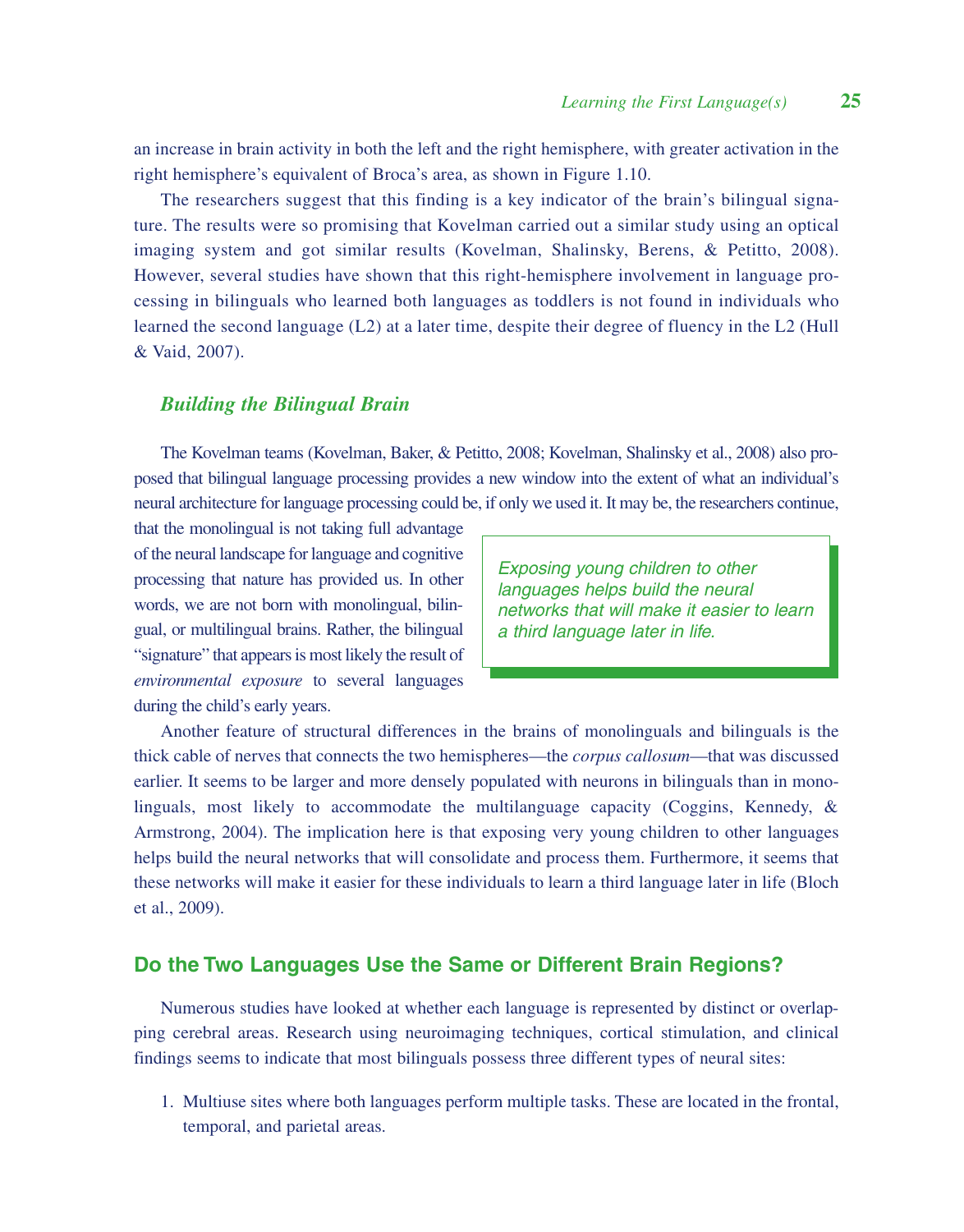an increase in brain activity in both the left and the right hemisphere, with greater activation in the right hemisphere's equivalent of Broca's area, as shown in Figure 1.10.

The researchers suggest that this finding is a key indicator of the brain's bilingual signature. The results were so promising that Kovelman carried out a similar study using an optical imaging system and got similar results (Kovelman, Shalinsky, Berens, & Petitto, 2008). However, several studies have shown that this right-hemisphere involvement in language processing in bilinguals who learned both languages as toddlers is not found in individuals who learned the second language (L2) at a later time, despite their degree of fluency in the L2 (Hull & Vaid, 2007).

### *Building the Bilingual Brain*

The Kovelman teams (Kovelman, Baker, & Petitto, 2008; Kovelman, Shalinsky et al., 2008) also proposed that bilingual language processing provides a new window into the extent of what an individual's neural architecture for language processing could be, if only we used it. It may be, the researchers continue, that the monolingual is not taking full advantage of the neural landscape for language and cognitive processing that nature has provided us. In other words, we are not born with monolingual, bilingual, or multilingual brains. Rather, the bilingual "signature" that appears is most likely the result of *environmental exposure* to several languages during the child's early years.

> *Exposing young children to other languages helps build the neural networks that will make it easier to learn a third language later in life.*

Another feature of structural differences in the brains of monolinguals and bilinguals is the thick cable of nerves that connects the two hemispheres—the *corpus callosum*—that was discussed earlier. It seems to be larger and more densely populated with neurons in bilinguals than in monolinguals, most likely to accommodate the multilanguage capacity (Coggins, Kennedy, & Armstrong, 2004). The implication here is that exposing very young children to other languages helps build the neural networks that will consolidate and process them. Furthermore, it seems that these networks will make it easier for these individuals to learn a third language later in life (Bloch et al., 2009).

## Do the Two Languages Use the Same or Different Brain Regions?

Numerous studies have looked at whether each language is represented by distinct or overlapping cerebral areas. Research using neuroimaging techniques, cortical stimulation, and clinical findings seems to indicate that most bilinguals possess three different types of neural sites:

1. Multiuse sites where both languages perform multiple tasks. These are located in the frontal, temporal, and parietal areas.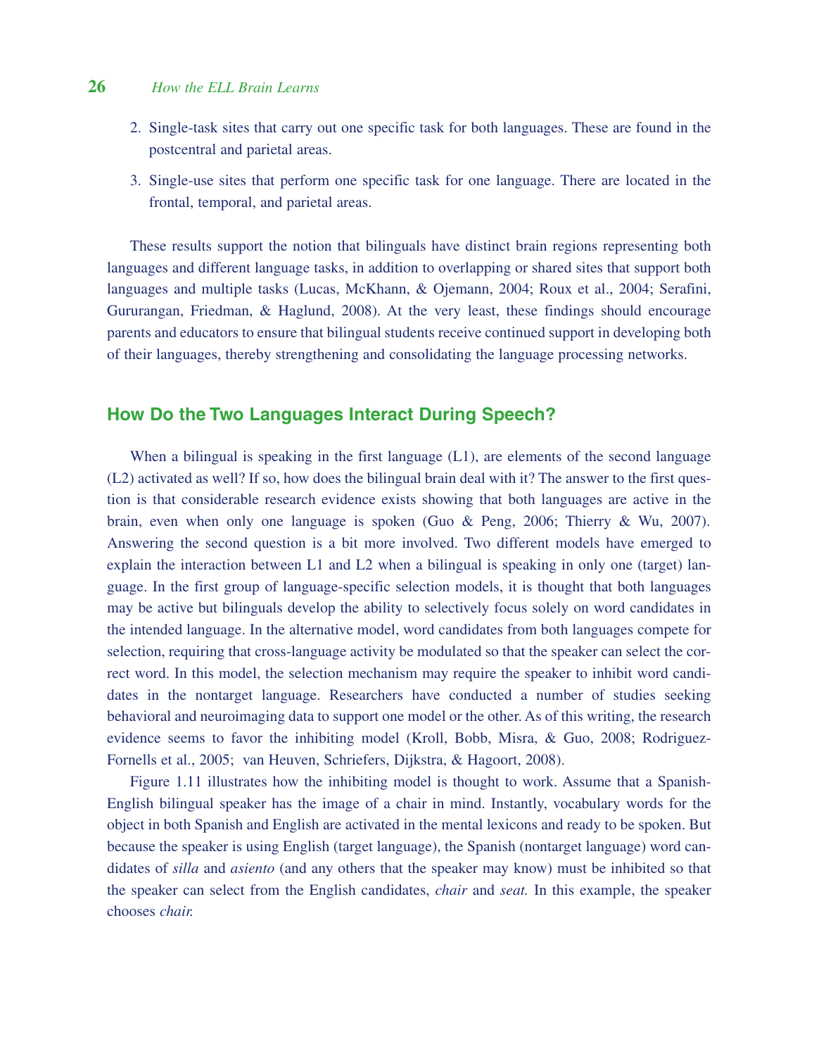2. Single-task sites that carry out one specific task for both languages. These are found in the postcentral and parietal areas.

3. Single-use sites that perform one specific task for one language. There are located in the frontal, temporal, and parietal areas.

These results support the notion that bilinguals have distinct brain regions representing both languages and different language tasks, in addition to overlapping or shared sites that support both languages and multiple tasks (Lucas, McKhann, & Ojemann, 2004; Roux et al., 2004; Serafini, Gururangan, Friedman, & Haglund, 2008). At the very least, these findings should encourage parents and educators to ensure that bilingual students receive continued support in developing both of their languages, thereby strengthening and consolidating the language processing networks.

## How Do the Two Languages Interact During Speech?

When a bilingual is speaking in the first language (L1), are elements of the second language (L2) activated as well? If so, how does the bilingual brain deal with it? The answer to the first question is that considerable research evidence exists showing that both languages are active in the brain, even when only one language is spoken (Guo & Peng, 2006; Thierry & Wu, 2007). Answering the second question is a bit more involved. Two different models have emerged to explain the interaction between L1 and L2 when a bilingual is speaking in only one (target) language. In the first group of language-specific selection models, it is thought that both languages may be active but bilinguals develop the ability to selectively focus solely on word candidates in the intended language. In the alternative model, word candidates from both languages compete for selection, requiring that cross-language activity be modulated so that the speaker can select the correct word. In this model, the selection mechanism may require the speaker to inhibit word candidates in the nontarget language. Researchers have conducted a number of studies seeking behavioral and neuroimaging data to support one model or the other. As of this writing, the research evidence seems to favor the inhibiting model (Kroll, Bobb, Misra, & Guo, 2008; Rodriguez-Fornells et al., 2005; van Heuven, Schriefers, Dijkstra, & Hagoort, 2008).

Figure 1.11 illustrates how the inhibiting model is thought to work. Assume that a Spanish-English bilingual speaker has the image of a chair in mind. Instantly, vocabulary words for the object in both Spanish and English are activated in the mental lexicons and ready to be spoken. But because the speaker is using English (target language), the Spanish (nontarget language) word candidates of *silla* and *asiento* (and any others that the speaker may know) must be inhibited so that the speaker can select from the English candidates, *chair* and *seat.* In this example, the speaker chooses *chair.*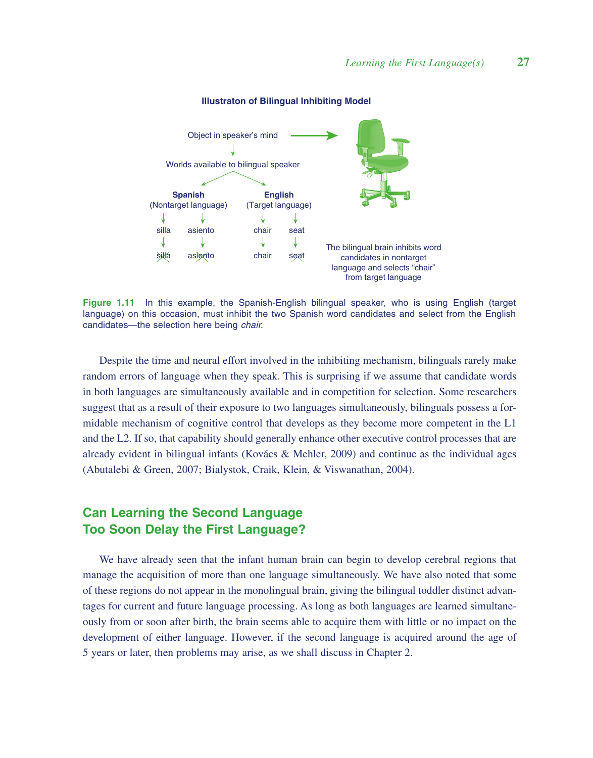**Illustraton of Bilingual Inhibiting Model**

Object in speaker's mind

Worlds available to bilingual speaker

| Spanish (Nontarget language) | | English (Target language) | |
|---|---|---|---|
| silla | asiento | chair | seat |
| ~~silla~~ | ~~asiento~~ | chair | ~~seat~~ |

The bilingual brain inhibits word candidates in nontarget language and selects "chair" from target language

**Figure 1.11** In this example, the Spanish-English bilingual speaker, who is using English (target language) on this occasion, must inhibit the two Spanish word candidates and select from the English candidates—the selection here being *chair.*

Despite the time and neural effort involved in the inhibiting mechanism, bilinguals rarely make random errors of language when they speak. This is surprising if we assume that candidate words in both languages are simultaneously available and in competition for selection. Some researchers suggest that as a result of their exposure to two languages simultaneously, bilinguals possess a formidable mechanism of cognitive control that develops as they become more competent in the L1 and the L2. If so, that capability should generally enhance other executive control processes that are already evident in bilingual infants (Kovács & Mehler, 2009) and continue as the individual ages (Abutalebi & Green, 2007; Bialystok, Craik, Klein, & Viswanathan, 2004).

## Can Learning the Second Language Too Soon Delay the First Language?

We have already seen that the infant human brain can begin to develop cerebral regions that manage the acquisition of more than one language simultaneously. We have also noted that some of these regions do not appear in the monolingual brain, giving the bilingual toddler distinct advantages for current and future language processing. As long as both languages are learned simultaneously from or soon after birth, the brain seems able to acquire them with little or no impact on the development of either language. However, if the second language is acquired around the age of 5 years or later, then problems may arise, as we shall discuss in Chapter 2.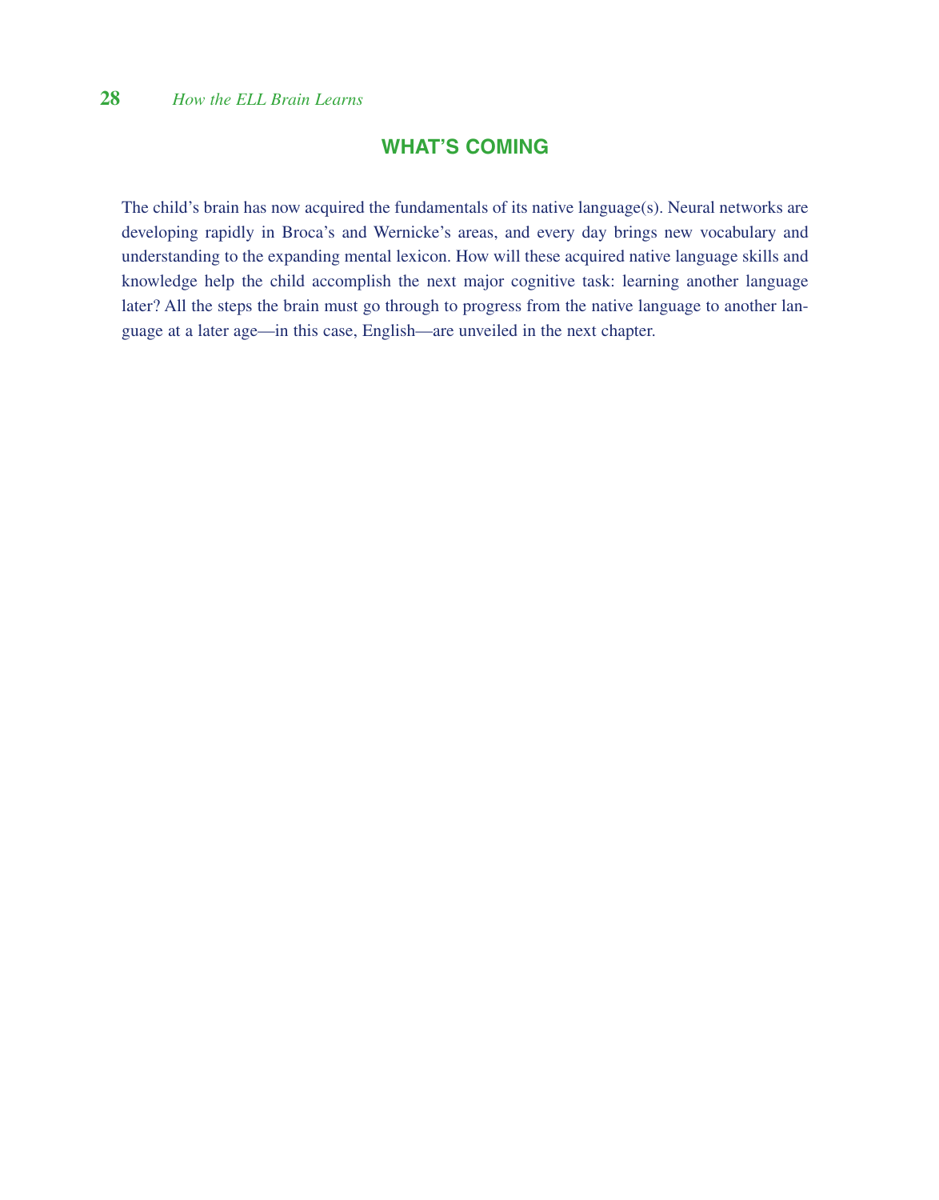## WHAT'S COMING

The child's brain has now acquired the fundamentals of its native language(s). Neural networks are developing rapidly in Broca's and Wernicke's areas, and every day brings new vocabulary and understanding to the expanding mental lexicon. How will these acquired native language skills and knowledge help the child accomplish the next major cognitive task: learning another language later? All the steps the brain must go through to progress from the native language to another language at a later age—in this case, English—are unveiled in the next chapter.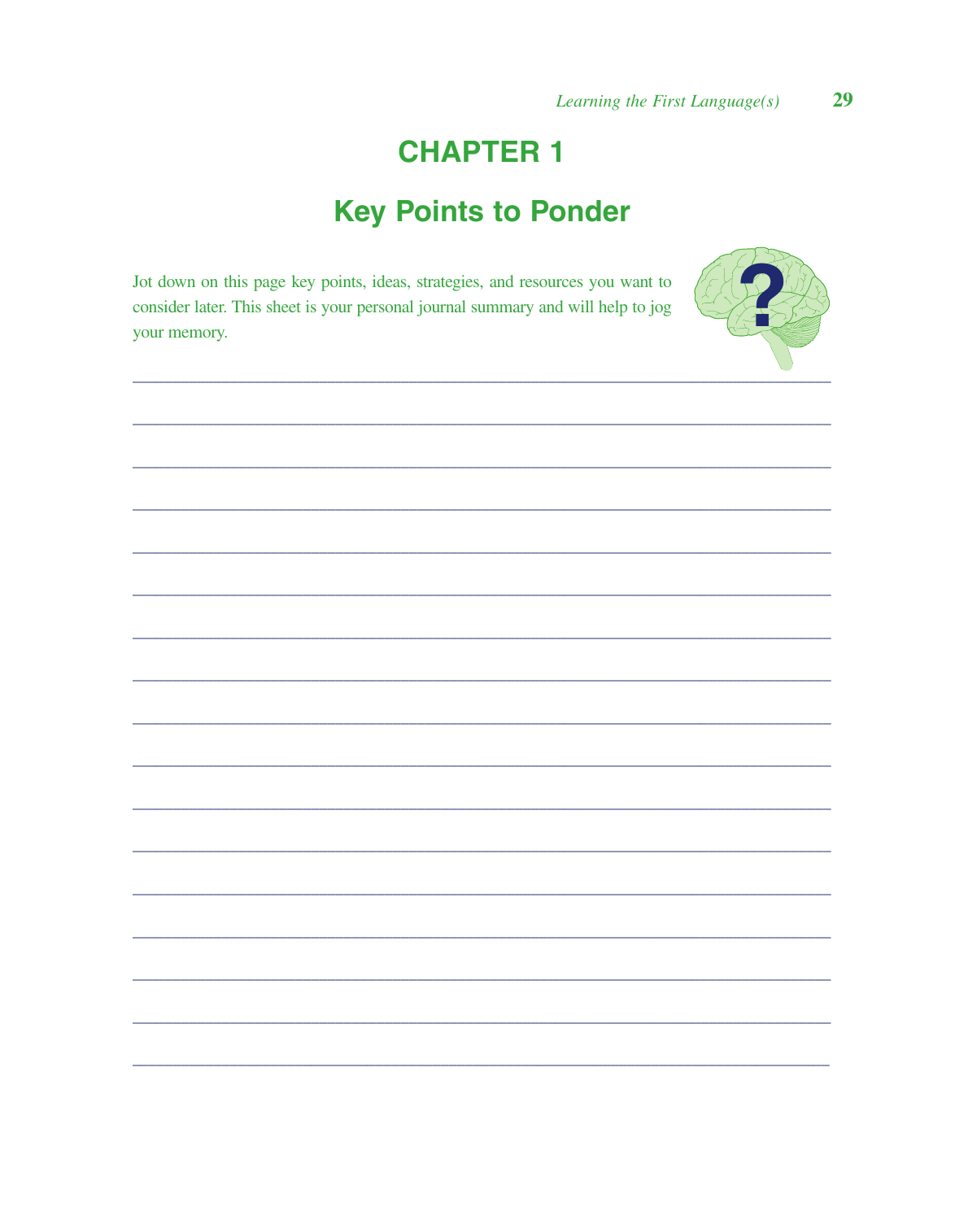# CHAPTER 1

## Key Points to Ponder

Jot down on this page key points, ideas, strategies, and resources you want to consider later. This sheet is your personal journal summary and will help to jog your memory.